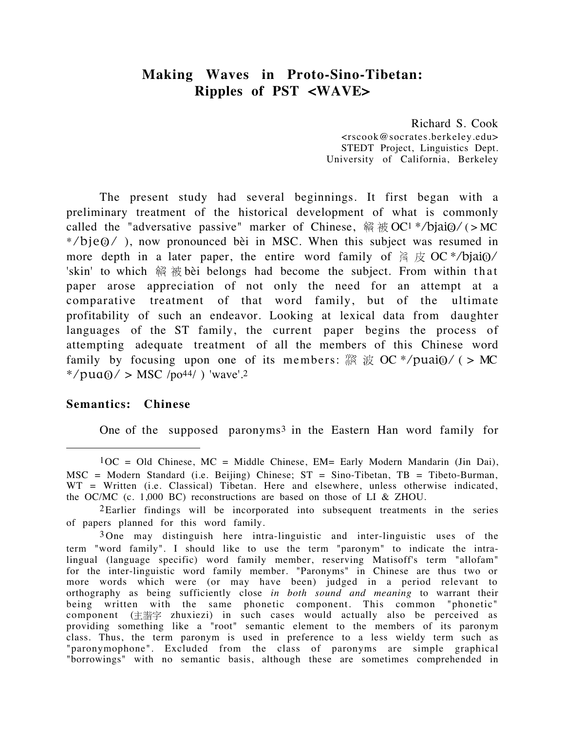# Making Waves in Proto-Sino-Tibetan: Ripples of PST <WAVE>

Richard S. Cook
<rscook@socrates.berkeley.edu>
STEDT Project, Linguistics Dept.
University of California, Berkeley

The present study had several beginnings. It first began with a preliminary treatment of the historical development of what is commonly called the "adversative passive" marker of Chinese, 被 OC[1] */bjai②/ (> MC */bje②/ ), now pronounced bèi in MSC. When this subject was resumed in more depth in a later paper, the entire word family of 皮 OC */bjai①/ 'skin' to which 被 bèi belongs had become the subject. From within that paper arose appreciation of not only the need for an attempt at a comparative treatment of that word family, but of the ultimate profitability of such an endeavor. Looking at lexical data from daughter languages of the ST family, the current paper begins the process of attempting adequate treatment of all the members of this Chinese word family by focusing upon one of its members: 波 OC */puai①/ ( > MC */puɑ①/ > MSC /po44/ ) 'wave'.[2]

## Semantics: Chinese

One of the supposed paronyms[3] in the Eastern Han word family for

---

[1] OC = Old Chinese, MC = Middle Chinese, EM= Early Modern Mandarin (Jin Dai), MSC = Modern Standard (i.e. Beijing) Chinese; ST = Sino-Tibetan, TB = Tibeto-Burman, WT = Written (i.e. Classical) Tibetan. Here and elsewhere, unless otherwise indicated, the OC/MC (c. 1,000 BC) reconstructions are based on those of LI & ZHOU.

[2] Earlier findings will be incorporated into subsequent treatments in the series of papers planned for this word family.

[3] One may distinguish here intra-linguistic and inter-linguistic uses of the term "word family". I should like to use the term "paronym" to indicate the intra-lingual (language specific) word family member, reserving Matisoff's term "allofam" for the inter-linguistic word family member. "Paronyms" in Chinese are thus two or more words which were (or may have been) judged in a period relevant to orthography as being sufficiently close *in both sound and meaning* to warrant their being written with the same phonetic component. This common "phonetic" component (主諧字 zhuxiezi) in such cases would actually also be perceived as providing something like a "root" semantic element to the members of its paronym class. Thus, the term paronym is used in preference to a less wieldy term such as "paronymophone". Excluded from the class of paronyms are simple graphical "borrowings" with no semantic basis, although these are sometimes comprehended in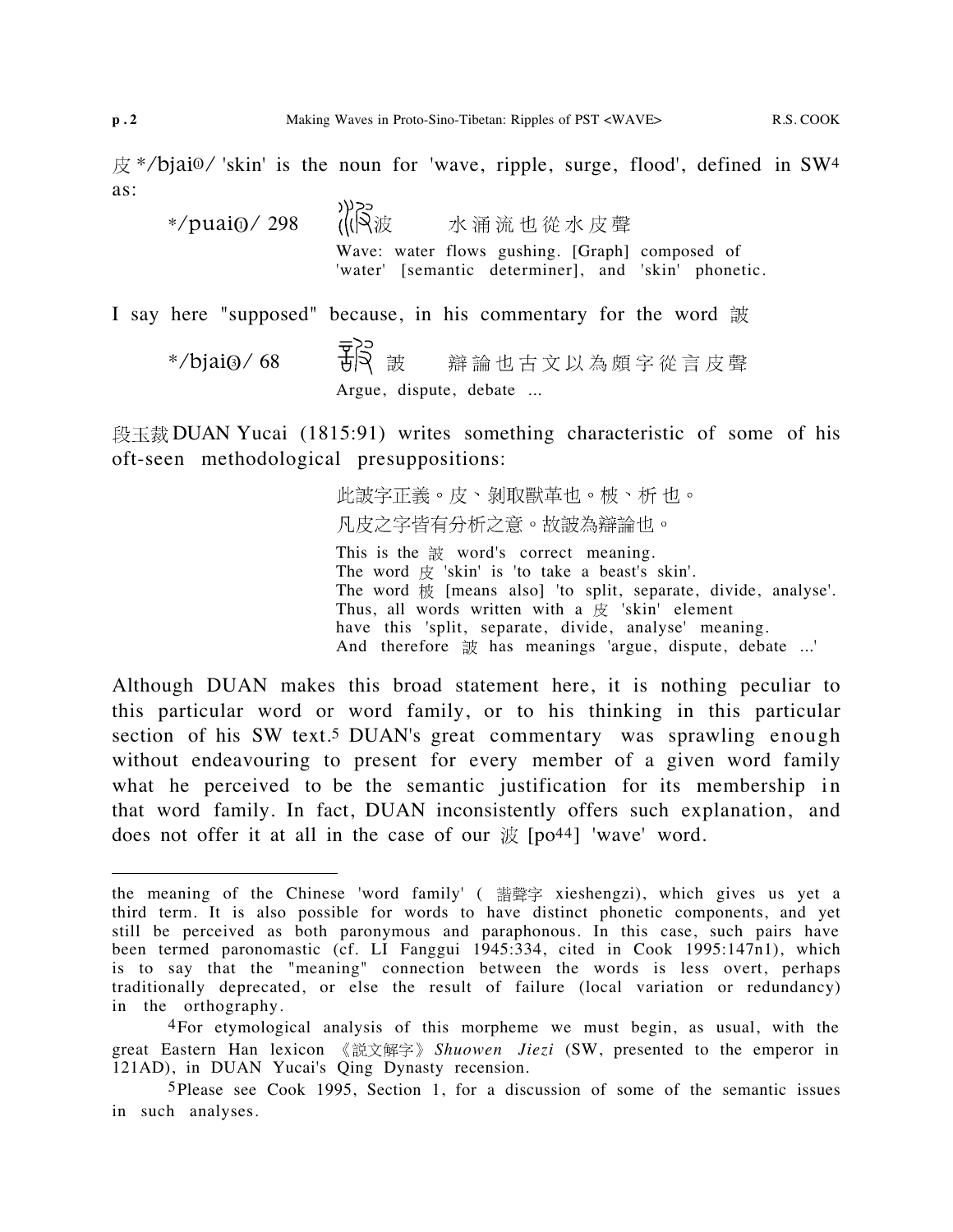皮 */bjai⓪/ 'skin' is the noun for 'wave, ripple, surge, flood', defined in SW[4] as:

*/puai⓪/ 298 波 水涌流也從水皮聲
Wave: water flows gushing. [Graph] composed of 'water' [semantic determiner], and 'skin' phonetic.

I say here "supposed" because, in his commentary for the word 詖

*/bjai③/ 68 詖 辯論也古文以為頗字從言皮聲
Argue, dispute, debate ...

段玉裁 DUAN Yucai (1815:91) writes something characteristic of some of his oft-seen methodological presuppositions:

> 此詖字正義。皮、剝取獸革也。柀、析也。
> 凡皮之字皆有分析之意。故詖為辯論也。
>
> This is the 詖 word's correct meaning.
> The word 皮 'skin' is 'to take a beast's skin'.
> The word 柀 [means also] 'to split, separate, divide, analyse'.
> Thus, all words written with a 皮 'skin' element have this 'split, separate, divide, analyse' meaning.
> And therefore 詖 has meanings 'argue, dispute, debate ...'

Although DUAN makes this broad statement here, it is nothing peculiar to this particular word or word family, or to his thinking in this particular section of his SW text.[5] DUAN's great commentary was sprawling enough without endeavouring to present for every member of a given word family what he perceived to be the semantic justification for its membership in that word family. In fact, DUAN inconsistently offers such explanation, and does not offer it at all in the case of our 波 [po44] 'wave' word.

---

the meaning of the Chinese 'word family' (諧聲字 xieshengzi), which gives us yet a third term. It is also possible for words to have distinct phonetic components, and yet still be perceived as both paronymous and paraphonous. In this case, such pairs have been termed paronomastic (cf. LI Fanggui 1945:334, cited in Cook 1995:147n1), which is to say that the "meaning" connection between the words is less overt, perhaps traditionally deprecated, or else the result of failure (local variation or redundancy) in the orthography.

[4] For etymological analysis of this morpheme we must begin, as usual, with the great Eastern Han lexicon 《說文解字》 *Shuowen Jiezi* (SW, presented to the emperor in 121AD), in DUAN Yucai's Qing Dynasty recension.

[5] Please see Cook 1995, Section 1, for a discussion of some of the semantic issues in such analyses.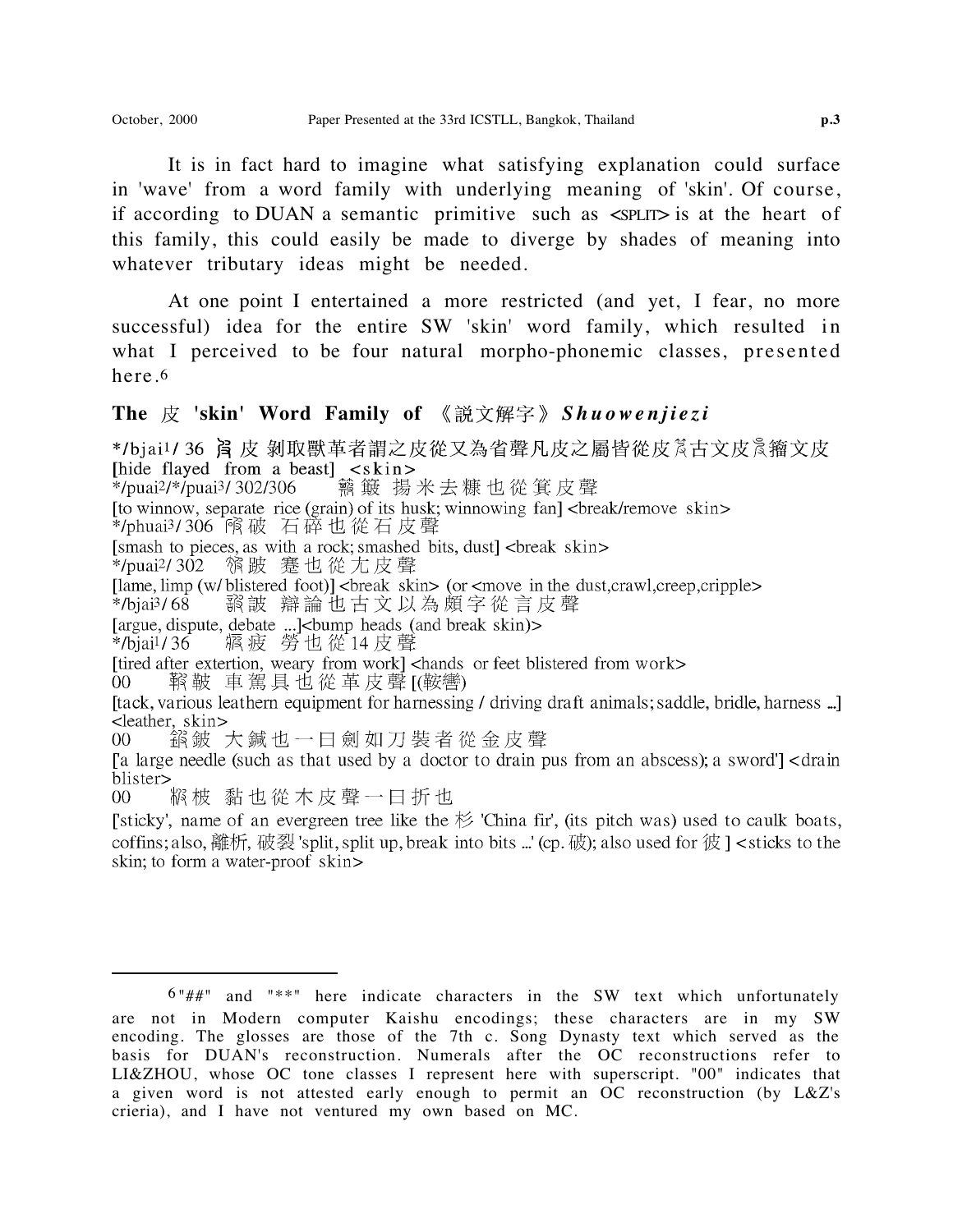It is in fact hard to imagine what satisfying explanation could surface in 'wave' from a word family with underlying meaning of 'skin'. Of course, if according to DUAN a semantic primitive such as <SPLIT> is at the heart of this family, this could easily be made to diverge by shades of meaning into whatever tributary ideas might be needed.

At one point I entertained a more restricted (and yet, I fear, no more successful) idea for the entire SW 'skin' word family, which resulted in what I perceived to be four natural morpho-phonemic classes, presented here.[6]

### The 皮 'skin' Word Family of 《說文解字》 *Shuowenjiezi*

*/bjai[1]/ 36 ## 皮 剝取獸革者謂之皮從又為省聲凡皮之屬皆從皮 ##古文皮 ##籀文皮
[hide flayed from a beast] <skin>

*/puai[2]/*/puai[3]/ 302/306 ## 簸 揚米去糠也從箕皮聲
[to winnow, separate rice (grain) of its husk; winnowing fan] <break/remove skin>

*/phuai[3]/ 306 ## 破 石碎也從石皮聲
[smash to pieces, as with a rock; smashed bits, dust] <break skin>

*/puai[2]/ 302 ## 跛 蹇也從尢皮聲
[lame, limp (w/ blistered foot)] <break skin> (or <move in the dust,crawl,creep,cripple>

*/bjai[3]/ 68 ## 詖 辯論也古文以為頗字從言皮聲
[argue, dispute, debate ...] <bump heads (and break skin)>

*/bjai[1]/ 36 ## 疲 勞也從 14 皮聲
[tired after extertion, weary from work] <hands or feet blistered from work>

00 ## 鞁 車駕具也從革皮聲 [(鞍轡)
[tack, various leathern equipment for harnessing / driving draft animals; saddle, bridle, harness ...] <leather, skin>

00 ## 鈹 大鍼也一曰劍如刀裝者從金皮聲
['a large needle (such as that used by a doctor to drain pus from an abscess); a sword'] <drain blister>

00 ## 柀 黏也從木皮聲一曰折也
['sticky', name of an evergreen tree like the 杉 'China fir', (its pitch was) used to caulk boats, coffins; also, 離析, 破裂 'split, split up, break into bits ...' (cp. 破); also used for 彼 ] <sticks to the skin; to form a water-proof skin>

---

[6] "##" and "**" here indicate characters in the SW text which unfortunately are not in Modern computer Kaishu encodings; these characters are in my SW encoding. The glosses are those of the 7th c. Song Dynasty text which served as the basis for DUAN's reconstruction. Numerals after the OC reconstructions refer to LI&ZHOU, whose OC tone classes I represent here with superscript. "00" indicates that a given word is not attested early enough to permit an OC reconstruction (by L&Z's crieria), and I have not ventured my own based on MC.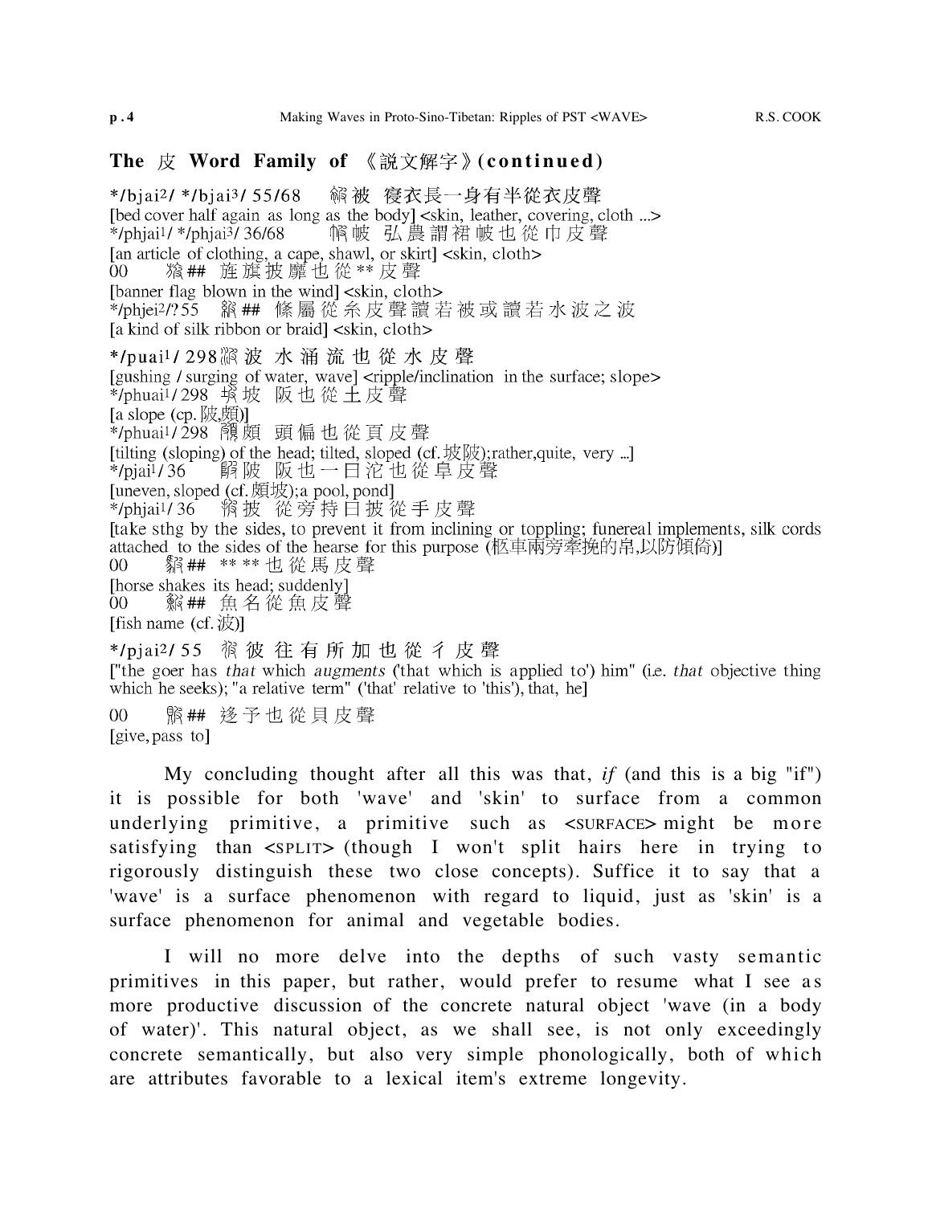## The 皮 Word Family of 《說文解字》(continued)

*/bjai²/ */bjai³/ 55/68 　 被 寢衣長一身有半從衣皮聲
[bed cover half again as long as the body] <skin, leather, covering, cloth ...>
*/phjai¹/ */phjai³/ 36/68 　 帔 弘農謂裙帔也從巾皮聲
[an article of clothing, a cape, shawl, or skirt] <skin, cloth>
00 　 ## 旌旗披靡也從 ** 皮聲
[banner flag blown in the wind] <skin, cloth>
*/phjei²/?55 　 ## 絛屬從糸皮聲讀若被或讀若水波之波
[a kind of silk ribbon or braid] <skin, cloth>

*/puai¹/ 298 　 波 水涌流也從水皮聲
[gushing / surging of water, wave] <ripple/inclination in the surface; slope>
*/phuai¹/ 298 　 坡 阪也從土皮聲
[a slope (cp. 陂,頗)]
*/phuai¹/ 298 　 頗 頭偏也從頁皮聲
[tilting (sloping) of the head; tilted, sloped (cf.坡陂);rather,quite, very ...]
*/pjai¹/ 36 　 陂 阪也一曰沱也從𨸏皮聲
[uneven, sloped (cf.頗坡);a pool, pond]
*/phjai¹/ 36 　 披 從旁持曰披從手皮聲
[take sthg by the sides, to prevent it from inclining or toppling; funereal implements, silk cords attached to the sides of the hearse for this purpose (柩車兩旁牽挽的帛,以防傾倚)]
00 　 ## ** ** 也從馬皮聲
[horse shakes its head; suddenly]
00 　 ## 魚名從魚皮聲
[fish name (cf.波)]

*/pjai²/ 55 　 彼 往有所加也從彳皮聲
["the goer has *that* which *augments* ('that which is applied to') him" (i.e. *that* objective thing which he seeks); "a relative term" ('that' relative to 'this'), that, he]

00 　 ## 迻予也從貝皮聲
[give, pass to]

My concluding thought after all this was that, *if* (and this is a big "if") it is possible for both 'wave' and 'skin' to surface from a common underlying primitive, a primitive such as <SURFACE> might be more satisfying than <SPLIT> (though I won't split hairs here in trying to rigorously distinguish these two close concepts). Suffice it to say that a 'wave' is a surface phenomenon with regard to liquid, just as 'skin' is a surface phenomenon for animal and vegetable bodies.

I will no more delve into the depths of such vasty semantic primitives in this paper, but rather, would prefer to resume what I see as more productive discussion of the concrete natural object 'wave (in a body of water)'. This natural object, as we shall see, is not only exceedingly concrete semantically, but also very simple phonologically, both of which are attributes favorable to a lexical item's extreme longevity.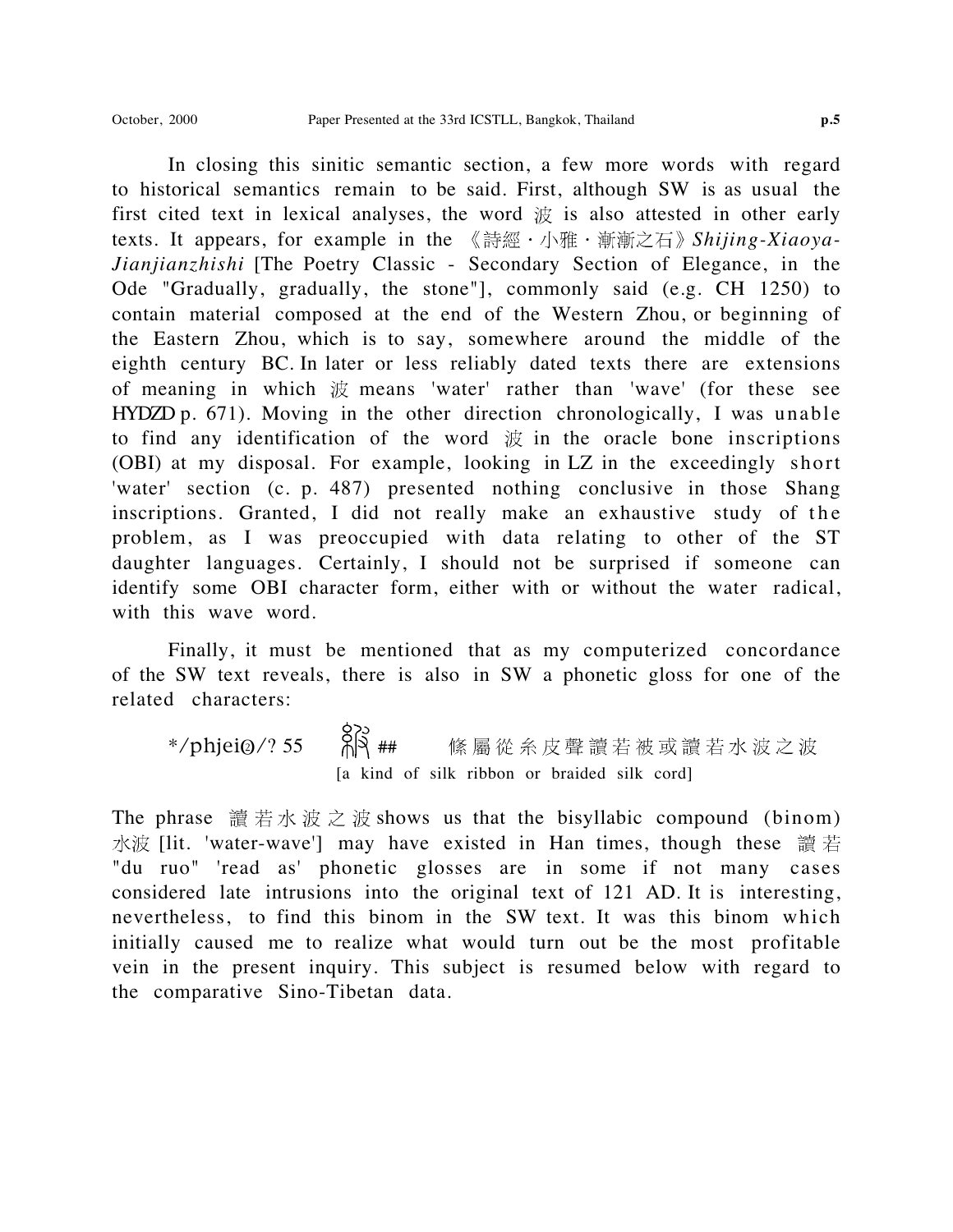In closing this sinitic semantic section, a few more words with regard to historical semantics remain to be said. First, although SW is as usual the first cited text in lexical analyses, the word 波 is also attested in other early texts. It appears, for example in the 《詩經・小雅・漸漸之石》*Shijing-Xiaoya-Jianjianzhishi* [The Poetry Classic - Secondary Section of Elegance, in the Ode "Gradually, gradually, the stone"], commonly said (e.g. CH 1250) to contain material composed at the end of the Western Zhou, or beginning of the Eastern Zhou, which is to say, somewhere around the middle of the eighth century BC. In later or less reliably dated texts there are extensions of meaning in which 波 means 'water' rather than 'wave' (for these see HYDZD p. 671). Moving in the other direction chronologically, I was unable to find any identification of the word 波 in the oracle bone inscriptions (OBI) at my disposal. For example, looking in LZ in the exceedingly short 'water' section (c. p. 487) presented nothing conclusive in those Shang inscriptions. Granted, I did not really make an exhaustive study of the problem, as I was preoccupied with data relating to other of the ST daughter languages. Certainly, I should not be surprised if someone can identify some OBI character form, either with or without the water radical, with this wave word.

Finally, it must be mentioned that as my computerized concordance of the SW text reveals, there is also in SW a phonetic gloss for one of the related characters:

*/phjeiə/? 55 紴 ## 條屬從糸皮聲讀若被或讀若水波之波
[a kind of silk ribbon or braided silk cord]

The phrase 讀若水波之波 shows us that the bisyllabic compound (binom) 水波 [lit. 'water-wave'] may have existed in Han times, though these 讀若 "du ruo" 'read as' phonetic glosses are in some if not many cases considered late intrusions into the original text of 121 AD. It is interesting, nevertheless, to find this binom in the SW text. It was this binom which initially caused me to realize what would turn out be the most profitable vein in the present inquiry. This subject is resumed below with regard to the comparative Sino-Tibetan data.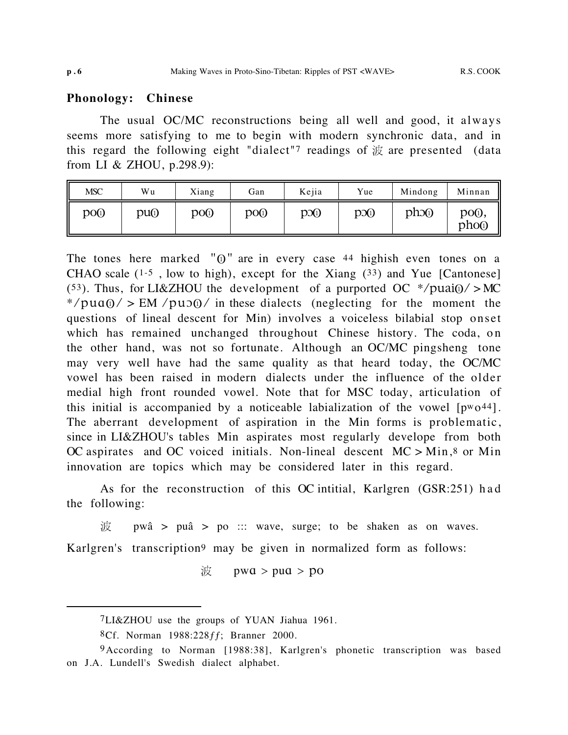## Phonology: Chinese

The usual OC/MC reconstructions being all well and good, it always seems more satisfying to me to begin with modern synchronic data, and in this regard the following eight "dialect"[7] readings of 波 are presented (data from LI & ZHOU, p.298.9):

| MSC | Wu | Xiang | Gan | Kejia | Yue | Mindong | Minnan |
|---|---|---|---|---|---|---|---|
| po⓪ | pu⓪ | po⓪ | po⓪ | pɔ⓪ | pɔ⓪ | phɔ⓪ | po⓪, pho⓪ |

The tones here marked "⓪" are in every case 44 highish even tones on a CHAO scale (1-5 , low to high), except for the Xiang (33) and Yue [Cantonese] (53). Thus, for LI&ZHOU the development of a purported OC \*/puai⓪/ > MC \*/puɑ⓪/ > EM /puɔ⓪/ in these dialects (neglecting for the moment the questions of lineal descent for Min) involves a voiceless bilabial stop onset which has remained unchanged throughout Chinese history. The coda, on the other hand, was not so fortunate. Although an OC/MC pingsheng tone may very well have had the same quality as that heard today, the OC/MC vowel has been raised in modern dialects under the influence of the older medial high front rounded vowel. Note that for MSC today, articulation of this initial is accompanied by a noticeable labialization of the vowel [$p^w o^{44}$]. The aberrant development of aspiration in the Min forms is problematic, since in LI&ZHOU's tables Min aspirates most regularly develope from both OC aspirates and OC voiced initials. Non-lineal descent MC > Min,[8] or Min innovation are topics which may be considered later in this regard.

As for the reconstruction of this OC intitial, Karlgren (GSR:251) had the following:

波 pwâ > puâ > po ::: wave, surge; to be shaken as on waves.

Karlgren's transcription[9] may be given in normalized form as follows:

波 pwɑ > puɑ > po

---

[7]LI&ZHOU use the groups of YUAN Jiahua 1961.

[8]Cf. Norman 1988:228*ff*; Branner 2000.

[9]According to Norman [1988:38], Karlgren's phonetic transcription was based on J.A. Lundell's Swedish dialect alphabet.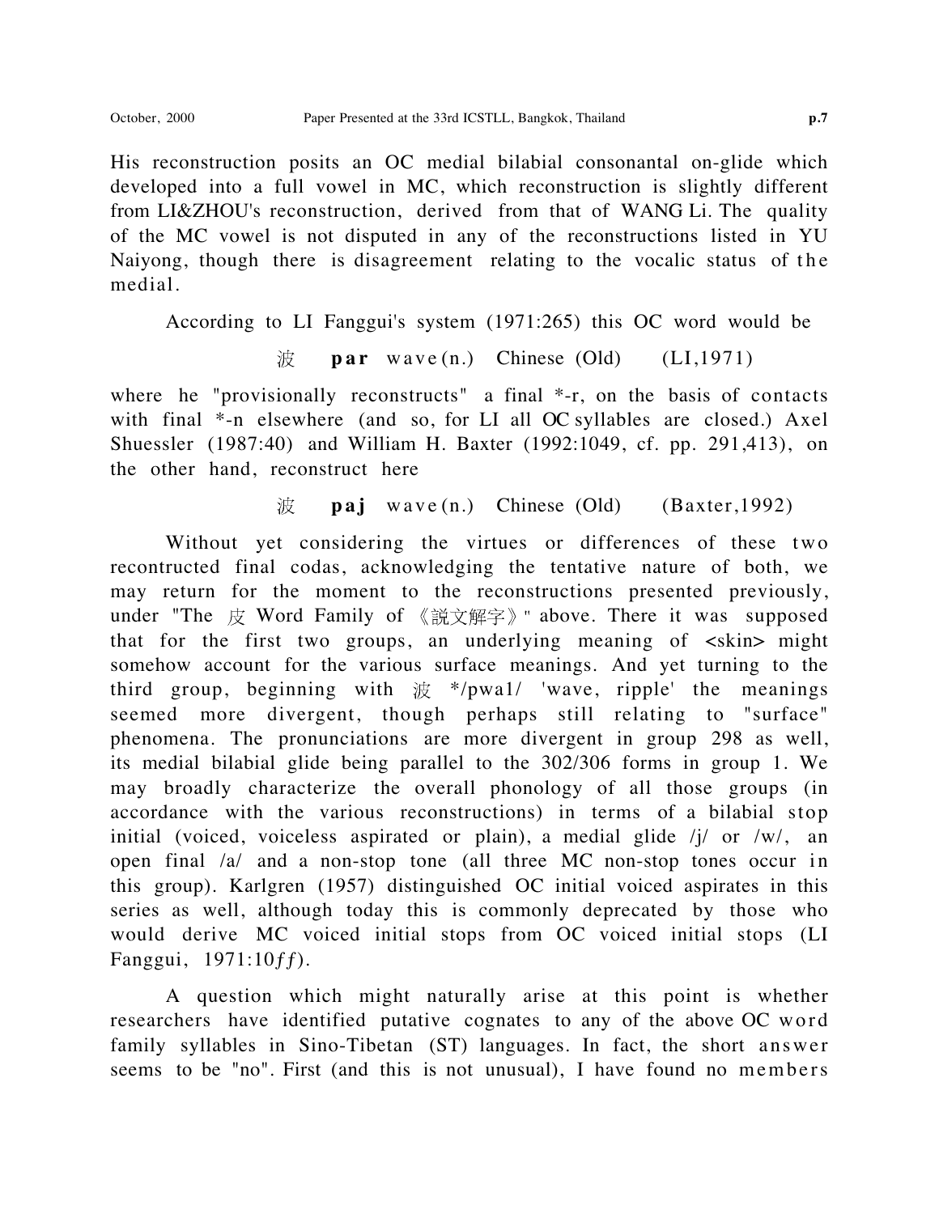His reconstruction posits an OC medial bilabial consonantal on-glide which developed into a full vowel in MC, which reconstruction is slightly different from LI&ZHOU's reconstruction, derived from that of WANG Li. The quality of the MC vowel is not disputed in any of the reconstructions listed in YU Naiyong, though there is disagreement relating to the vocalic status of the medial.

According to LI Fanggui's system (1971:265) this OC word would be

波 **par** wave(n.) Chinese (Old) (LI,1971)

where he "provisionally reconstructs" a final *-r, on the basis of contacts with final *-n elsewhere (and so, for LI all OC syllables are closed.) Axel Shuessler (1987:40) and William H. Baxter (1992:1049, cf. pp. 291,413), on the other hand, reconstruct here

波 **paj** wave(n.) Chinese (Old) (Baxter,1992)

Without yet considering the virtues or differences of these two recontructed final codas, acknowledging the tentative nature of both, we may return for the moment to the reconstructions presented previously, under "The 皮 Word Family of 《說文解字》" above. There it was supposed that for the first two groups, an underlying meaning of <skin> might somehow account for the various surface meanings. And yet turning to the third group, beginning with 波 */pwa1/ 'wave, ripple' the meanings seemed more divergent, though perhaps still relating to "surface" phenomena. The pronunciations are more divergent in group 298 as well, its medial bilabial glide being parallel to the 302/306 forms in group 1. We may broadly characterize the overall phonology of all those groups (in accordance with the various reconstructions) in terms of a bilabial stop initial (voiced, voiceless aspirated or plain), a medial glide /j/ or /w/, an open final /a/ and a non-stop tone (all three MC non-stop tones occur in this group). Karlgren (1957) distinguished OC initial voiced aspirates in this series as well, although today this is commonly deprecated by those who would derive MC voiced initial stops from OC voiced initial stops (LI Fanggui, 1971:10*ff*).

A question which might naturally arise at this point is whether researchers have identified putative cognates to any of the above OC word family syllables in Sino-Tibetan (ST) languages. In fact, the short answer seems to be "no". First (and this is not unusual), I have found no members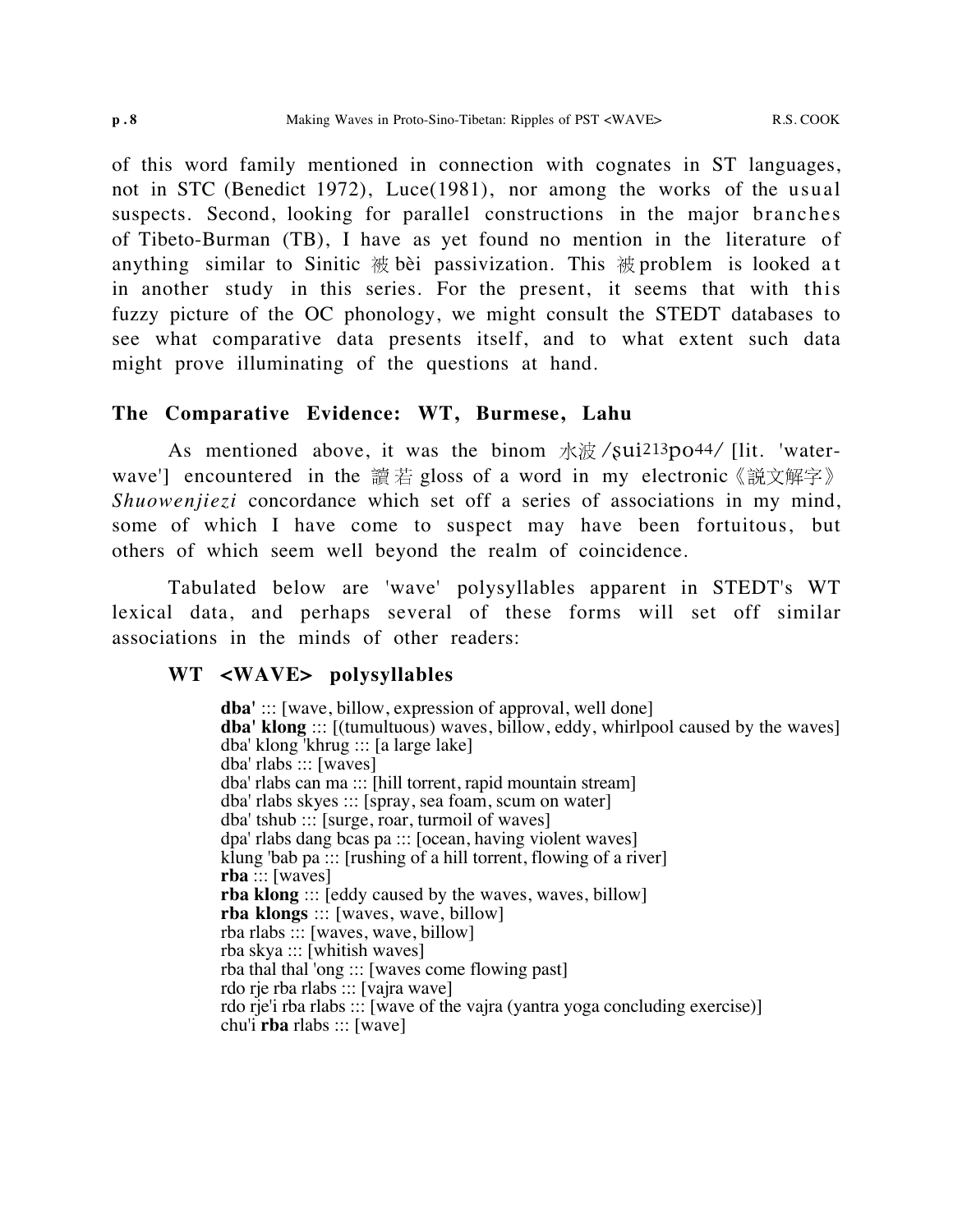of this word family mentioned in connection with cognates in ST languages, not in STC (Benedict 1972), Luce(1981), nor among the works of the usual suspects. Second, looking for parallel constructions in the major branches of Tibeto-Burman (TB), I have as yet found no mention in the literature of anything similar to Sinitic 被 bèi passivization. This 被 problem is looked at in another study in this series. For the present, it seems that with this fuzzy picture of the OC phonology, we might consult the STEDT databases to see what comparative data presents itself, and to what extent such data might prove illuminating of the questions at hand.

## The Comparative Evidence: WT, Burmese, Lahu

As mentioned above, it was the binom 水波 /ʂui213po44/ [lit. 'water-wave'] encountered in the 讀若 gloss of a word in my electronic《說文解字》*Shuowenjiezi* concordance which set off a series of associations in my mind, some of which I have come to suspect may have been fortuitous, but others of which seem well beyond the realm of coincidence.

Tabulated below are 'wave' polysyllables apparent in STEDT's WT lexical data, and perhaps several of these forms will set off similar associations in the minds of other readers:

### WT <WAVE> polysyllables

**dba'** ::: [wave, billow, expression of approval, well done]
**dba' klong** ::: [(tumultuous) waves, billow, eddy, whirlpool caused by the waves]
dba' klong 'khrug ::: [a large lake]
dba' rlabs ::: [waves]
dba' rlabs can ma ::: [hill torrent, rapid mountain stream]
dba' rlabs skyes ::: [spray, sea foam, scum on water]
dba' tshub ::: [surge, roar, turmoil of waves]
dpa' rlabs dang bcas pa ::: [ocean, having violent waves]
klung 'bab pa ::: [rushing of a hill torrent, flowing of a river]
**rba** ::: [waves]
**rba klong** ::: [eddy caused by the waves, waves, billow]
**rba klongs** ::: [waves, wave, billow]
rba rlabs ::: [waves, wave, billow]
rba skya ::: [whitish waves]
rba thal thal 'ong ::: [waves come flowing past]
rdo rje rba rlabs ::: [vajra wave]
rdo rje'i rba rlabs ::: [wave of the vajra (yantra yoga concluding exercise)]
chu'i **rba** rlabs ::: [wave]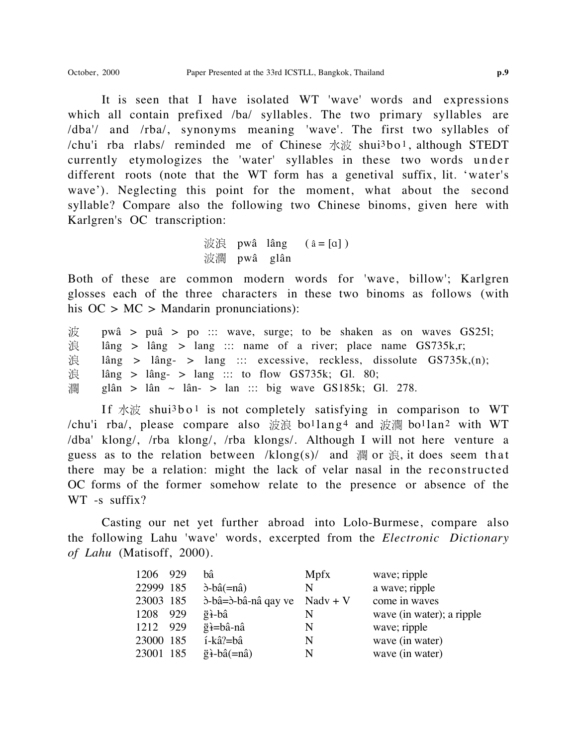It is seen that I have isolated WT 'wave' words and expressions which all contain prefixed /ba/ syllables. The two primary syllables are /dba'/ and /rba/, synonyms meaning 'wave'. The first two syllables of /chu'i rba rlabs/ reminded me of Chinese 水波 shui³bo¹, although STEDT currently etymologizes the 'water' syllables in these two words under different roots (note that the WT form has a genetival suffix, lit. 'water's wave'). Neglecting this point for the moment, what about the second syllable? Compare also the following two Chinese binoms, given here with Karlgren's OC transcription:

> 波浪 pwâ lâng ( â = [ɑ] )
> 波瀾 pwâ glân

Both of these are common modern words for 'wave, billow'; Karlgren glosses each of the three characters in these two binoms as follows (with his OC > MC > Mandarin pronunciations):

波 pwâ > puâ > po ::: wave, surge; to be shaken as on waves GS25l;
浪 lâng > lâng > lang ::: name of a river; place name GS735k,r;
浪 lâng > lâng- > lang ::: excessive, reckless, dissolute GS735k,(n);
浪 lâng > lâng- > lang ::: to flow GS735k; Gl. 80;
瀾 glân > lân ~ lân- > lan ::: big wave GS185k; Gl. 278.

If 水波 shui³bo¹ is not completely satisfying in comparison to WT /chu'i rba/, please compare also 波浪 bo¹lang⁴ and 波瀾 bo¹lan² with WT /dba' klong/, /rba klong/, /rba klongs/. Although I will not here venture a guess as to the relation between /klong(s)/ and 瀾 or 浪, it does seem that there may be a relation: might the lack of velar nasal in the reconstructed OC forms of the former somehow relate to the presence or absence of the WT -s suffix?

Casting our net yet further abroad into Lolo-Burmese, compare also the following Lahu 'wave' words, excerpted from the *Electronic Dictionary of Lahu* (Matisoff, 2000).

| | | | | |
|---|---|---|---|---|
| 1206 | 929 | bâ | Mpfx | wave; ripple |
| 22999 | 185 | ɔ̀-bâ(=nâ) | N | a wave; ripple |
| 23003 | 185 | ɔ̀-bâ=ɔ̀-bâ-nâ qay ve | Nadv + V | come in waves |
| 1208 | 929 | ɣ̈ì-bâ | N | wave (in water); a ripple |
| 1212 | 929 | ɣ̈ì=bâ-nâ | N | wave; ripple |
| 23000 | 185 | í-kâʔ=bâ | N | wave (in water) |
| 23001 | 185 | ɣ̈ì-bâ(=nâ) | N | wave (in water) |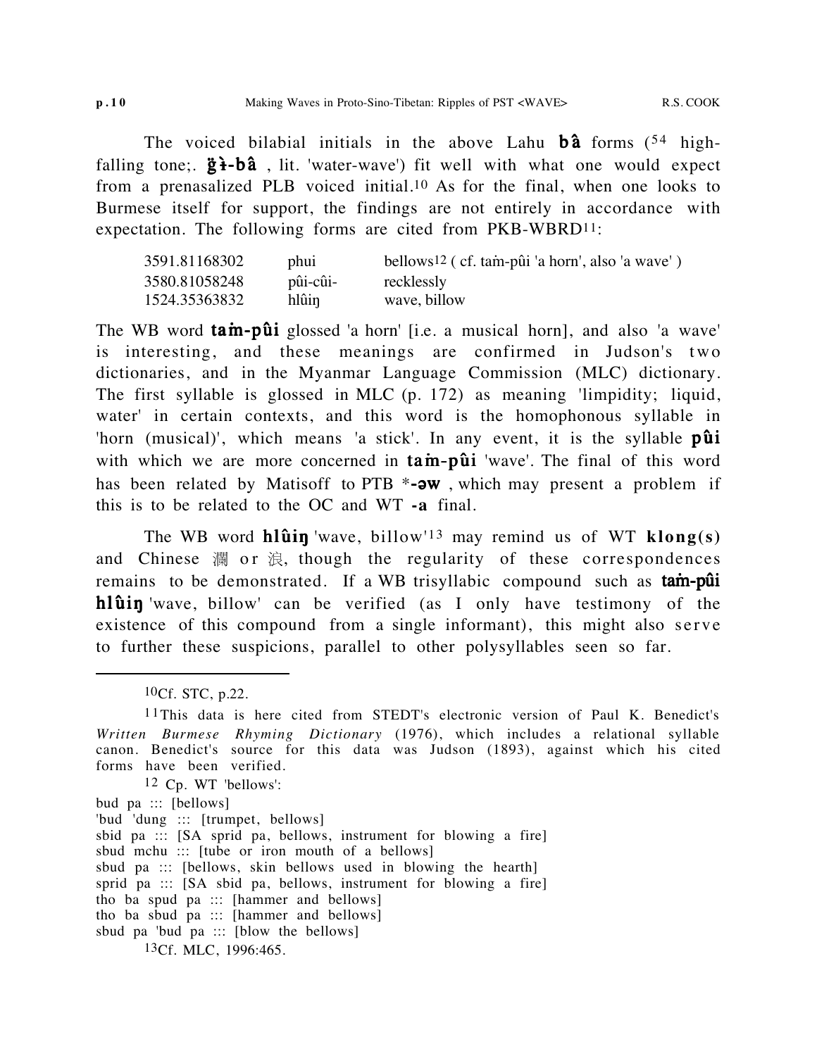The voiced bilabial initials in the above Lahu **bâ** forms ([54] high-falling tone;. **g̈ɨ-bâ** , lit. 'water-wave') fit well with what one would expect from a prenasalized PLB voiced initial.[10] As for the final, when one looks to Burmese itself for support, the findings are not entirely in accordance with expectation. The following forms are cited from PKB-WBRD[11]:

| | | |
|---|---|---|
| 3591.81168302 | phui | bellows[12] ( cf. taṁ-pûi 'a horn', also 'a wave' ) |
| 3580.81058248 | pûi-cûi- | recklessly |
| 1524.35363832 | hlûiŋ | wave, billow |

The WB word **taṁ-pûi** glossed 'a horn' [i.e. a musical horn], and also 'a wave' is interesting, and these meanings are confirmed in Judson's two dictionaries, and in the Myanmar Language Commission (MLC) dictionary. The first syllable is glossed in MLC (p. 172) as meaning 'limpidity; liquid, water' in certain contexts, and this word is the homophonous syllable in 'horn (musical)', which means 'a stick'. In any event, it is the syllable **pûi** with which we are more concerned in **taṁ-pûi** 'wave'. The final of this word has been related by Matisoff to PTB ***-əw** , which may present a problem if this is to be related to the OC and WT **-a** final.

The WB word **hlûiŋ** 'wave, billow'[13] may remind us of WT **klong(s)** and Chinese 瀾 or 浪, though the regularity of these correspondences remains to be demonstrated. If a WB trisyllabic compound such as **taṁ-pûi hlûiŋ** 'wave, billow' can be verified (as I only have testimony of the existence of this compound from a single informant), this might also serve to further these suspicions, parallel to other polysyllables seen so far.

---

[10]Cf. STC, p.22.

[11]This data is here cited from STEDT's electronic version of Paul K. Benedict's *Written Burmese Rhyming Dictionary* (1976), which includes a relational syllable canon. Benedict's source for this data was Judson (1893), against which his cited forms have been verified.

[12] Cp. WT 'bellows':

bud pa ::: [bellows]
'bud 'dung ::: [trumpet, bellows]
sbid pa ::: [SA sprid pa, bellows, instrument for blowing a fire]
sbud mchu ::: [tube or iron mouth of a bellows]
sbud pa ::: [bellows, skin bellows used in blowing the hearth]
sprid pa ::: [SA sbid pa, bellows, instrument for blowing a fire]
tho ba spud pa ::: [hammer and bellows]
tho ba sbud pa ::: [hammer and bellows]
sbud pa 'bud pa ::: [blow the bellows]

[13]Cf. MLC, 1996:465.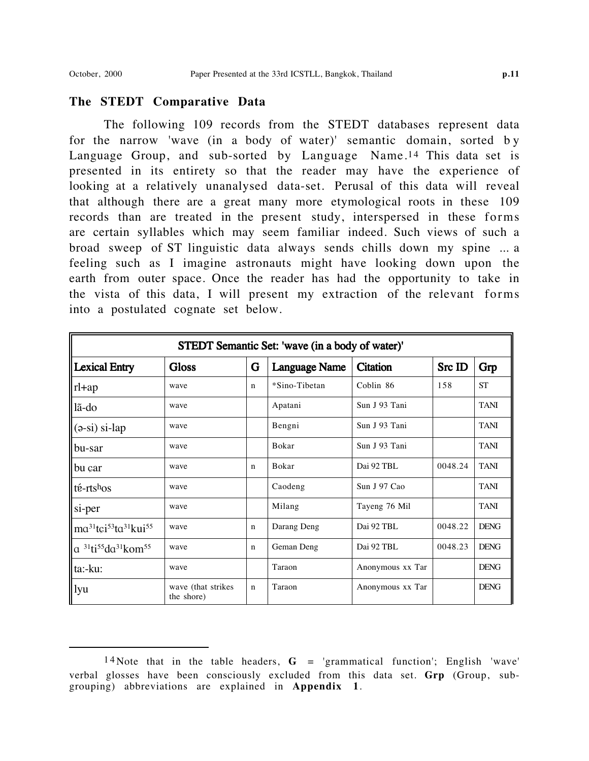## The STEDT Comparative Data

The following 109 records from the STEDT databases represent data for the narrow 'wave (in a body of water)' semantic domain, sorted by Language Group, and sub-sorted by Language Name.[14] This data set is presented in its entirety so that the reader may have the experience of looking at a relatively unanalysed data-set. Perusal of this data will reveal that although there are a great many more etymological roots in these 109 records than are treated in the present study, interspersed in these forms are certain syllables which may seem familiar indeed. Such views of such a broad sweep of ST linguistic data always sends chills down my spine ... a feeling such as I imagine astronauts might have looking down upon the earth from outer space. Once the reader has had the opportunity to take in the vista of this data, I will present my extraction of the relevant forms into a postulated cognate set below.

| STEDT Semantic Set: 'wave (in a body of water)' | | | | | | |
|---|---|---|---|---|---|---|
| **Lexical Entry** | **Gloss** | **G** | **Language Name** | **Citation** | **Src ID** | **Grp** |
| rl+ap | wave | n | *Sino-Tibetan | Coblin 86 | 158 | ST |
| lã-do | wave | | Apatani | Sun J 93 Tani | | TANI |
| (ə-si) si-lap | wave | | Bengni | Sun J 93 Tani | | TANI |
| bu-sar | wave | | Bokar | Sun J 93 Tani | | TANI |
| bu ɕar | wave | n | Bokar | Dai 92 TBL | 0048.24 | TANI |
| té-rtsʰos | wave | | Caodeng | Sun J 97 Cao | | TANI |
| si-per | wave | | Milang | Tayeng 76 Mil | | TANI |
| mɑ³¹tɕi⁵³tɑ³¹kui⁵⁵ | wave | n | Darang Deng | Dai 92 TBL | 0048.22 | DENG |
| ɑ ³¹ti⁵⁵dɑ³¹kom⁵⁵ | wave | n | Geman Deng | Dai 92 TBL | 0048.23 | DENG |
| ta:-ku: | wave | | Taraon | Anonymous xx Tar | | DENG |
| lyu | wave (that strikes the shore) | n | Taraon | Anonymous xx Tar | | DENG |

[14] Note that in the table headers, **G** = 'grammatical function'; English 'wave' verbal glosses have been consciously excluded from this data set. **Grp** (Group, sub-grouping) abbreviations are explained in **Appendix 1**.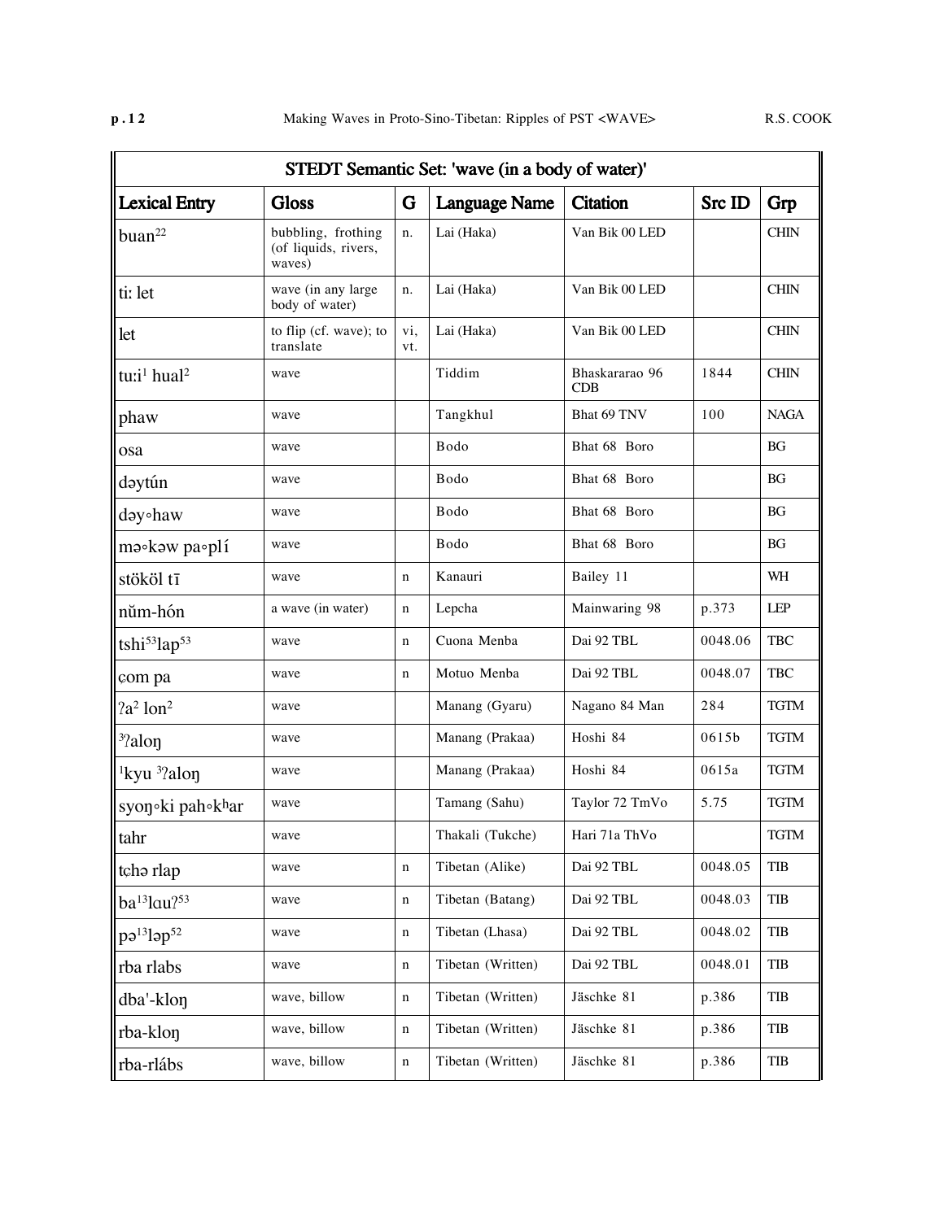| STEDT Semantic Set: 'wave (in a body of water)' | | | | | | |
|---|---|---|---|---|---|---|
| **Lexical Entry** | **Gloss** | **G** | **Language Name** | **Citation** | **Src ID** | **Grp** |
| buan²² | bubbling, frothing (of liquids, rivers, waves) | n. | Lai (Haka) | Van Bik 00 LED | | CHIN |
| tiː let | wave (in any large body of water) | n. | Lai (Haka) | Van Bik 00 LED | | CHIN |
| let | to flip (cf. wave); to translate | vi, vt. | Lai (Haka) | Van Bik 00 LED | | CHIN |
| tuːi¹ hual² | wave | | Tiddim | Bhaskararao 96 CDB | 1844 | CHIN |
| phaw | wave | | Tangkhul | Bhat 69 TNV | 100 | NAGA |
| osa | wave | | Bodo | Bhat 68 Boro | | BG |
| dəytún | wave | | Bodo | Bhat 68 Boro | | BG |
| dəy∘haw | wave | | Bodo | Bhat 68 Boro | | BG |
| mə∘kəw pa∘plí | wave | | Bodo | Bhat 68 Boro | | BG |
| stököl tī | wave | n | Kanauri | Bailey 11 | | WH |
| nŭm-hón | a wave (in water) | n | Lepcha | Mainwaring 98 | p.373 | LEP |
| tshi⁵³lap⁵³ | wave | n | Cuona Menba | Dai 92 TBL | 0048.06 | TBC |
| ɕom pa | wave | n | Motuo Menba | Dai 92 TBL | 0048.07 | TBC |
| ʔa² lon² | wave | | Manang (Gyaru) | Nagano 84 Man | 284 | TGTM |
| ³ʔaloŋ | wave | | Manang (Prakaa) | Hoshi 84 | 0615b | TGTM |
| ¹kyu ³ʔaloŋ | wave | | Manang (Prakaa) | Hoshi 84 | 0615a | TGTM |
| syoŋ∘ki pah∘kʰar | wave | | Tamang (Sahu) | Taylor 72 TmVo | 5.75 | TGTM |
| tahr | wave | | Thakali (Tukche) | Hari 71a ThVo | | TGTM |
| tɕhə rlap | wave | n | Tibetan (Alike) | Dai 92 TBL | 0048.05 | TIB |
| ba¹³lɑuʔ⁵³ | wave | n | Tibetan (Batang) | Dai 92 TBL | 0048.03 | TIB |
| pə¹³ləp⁵² | wave | n | Tibetan (Lhasa) | Dai 92 TBL | 0048.02 | TIB |
| rba rlabs | wave | n | Tibetan (Written) | Dai 92 TBL | 0048.01 | TIB |
| dba'-kloŋ | wave, billow | n | Tibetan (Written) | Jäschke 81 | p.386 | TIB |
| rba-kloŋ | wave, billow | n | Tibetan (Written) | Jäschke 81 | p.386 | TIB |
| rba-rlábs | wave, billow | n | Tibetan (Written) | Jäschke 81 | p.386 | TIB |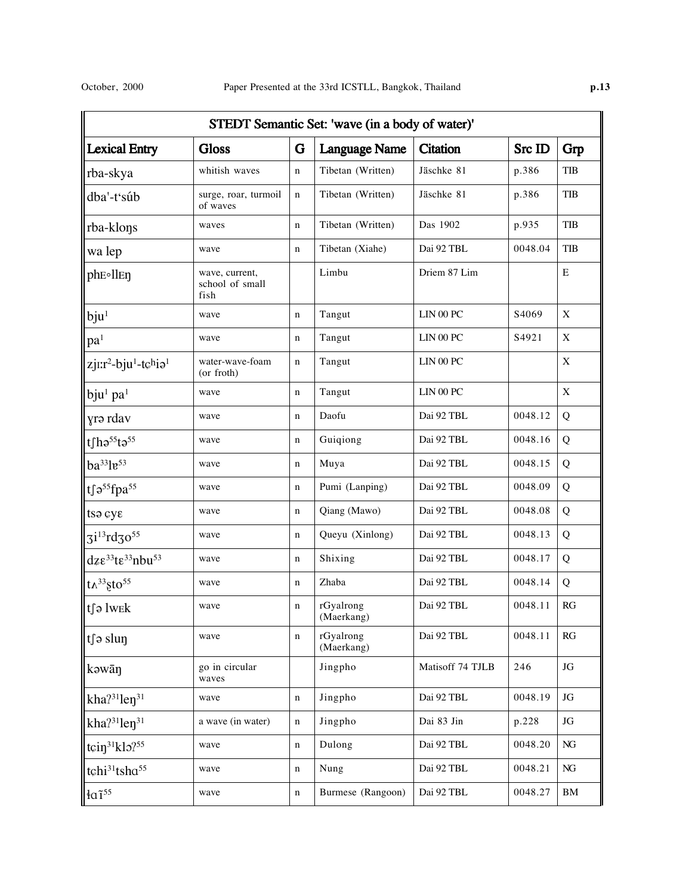| STEDT Semantic Set: 'wave (in a body of water)' | | | | | | |
|---|---|---|---|---|---|---|
| **Lexical Entry** | **Gloss** | **G** | **Language Name** | **Citation** | **Src ID** | **Grp** |
| rba-skya | whitish waves | n | Tibetan (Written) | Jäschke 81 | p.386 | TIB |
| dba'-t'súb | surge, roar, turmoil of waves | n | Tibetan (Written) | Jäschke 81 | p.386 | TIB |
| rba-kloŋs | waves | n | Tibetan (Written) | Das 1902 | p.935 | TIB |
| wa lep | wave | n | Tibetan (Xiahe) | Dai 92 TBL | 0048.04 | TIB |
| phᴇ∘llᴇŋ | wave, current, school of small fish | | Limbu | Driem 87 Lim | | E |
| bju¹ | wave | n | Tangut | LIN 00 PC | S4069 | X |
| pa¹ | wave | n | Tangut | LIN 00 PC | S4921 | X |
| zjɪːr²-bju¹-tɕʰiə¹ | water-wave-foam (or froth) | n | Tangut | LIN 00 PC | | X |
| bju¹ pa¹ | wave | n | Tangut | LIN 00 PC | | X |
| ɣrə rdav | wave | n | Daofu | Dai 92 TBL | 0048.12 | Q |
| tʃhə⁵⁵tə⁵⁵ | wave | n | Guiqiong | Dai 92 TBL | 0048.16 | Q |
| ba³³lɐ⁵³ | wave | n | Muya | Dai 92 TBL | 0048.15 | Q |
| tʃə⁵⁵fpa⁵⁵ | wave | n | Pumi (Lanping) | Dai 92 TBL | 0048.09 | Q |
| tsə ɕyɛ | wave | n | Qiang (Mawo) | Dai 92 TBL | 0048.08 | Q |
| ʒi¹³rdʒo⁵⁵ | wave | n | Queyu (Xinlong) | Dai 92 TBL | 0048.13 | Q |
| dzɛ³³tɛ³³nbu⁵³ | wave | n | Shixing | Dai 92 TBL | 0048.17 | Q |
| tʌ³³ʂto⁵⁵ | wave | n | Zhaba | Dai 92 TBL | 0048.14 | Q |
| tʃə lwᴇk | wave | n | rGyalrong (Maerkang) | Dai 92 TBL | 0048.11 | RG |
| tʃə sluŋ | wave | n | rGyalrong (Maerkang) | Dai 92 TBL | 0048.11 | RG |
| kəwāŋ | go in circular waves | | Jingpho | Matisoff 74 TJLB | 246 | JG |
| khaʔ³¹leŋ³¹ | wave | n | Jingpho | Dai 92 TBL | 0048.19 | JG |
| khaʔ³¹leŋ³¹ | a wave (in water) | n | Jingpho | Dai 83 Jin | p.228 | JG |
| tɕiŋ³¹klɔʔ⁵⁵ | wave | n | Dulong | Dai 92 TBL | 0048.20 | NG |
| tɕhi³¹tshɑ⁵⁵ | wave | n | Nung | Dai 92 TBL | 0048.21 | NG |
| ɬɑĩ⁵⁵ | wave | n | Burmese (Rangoon) | Dai 92 TBL | 0048.27 | BM |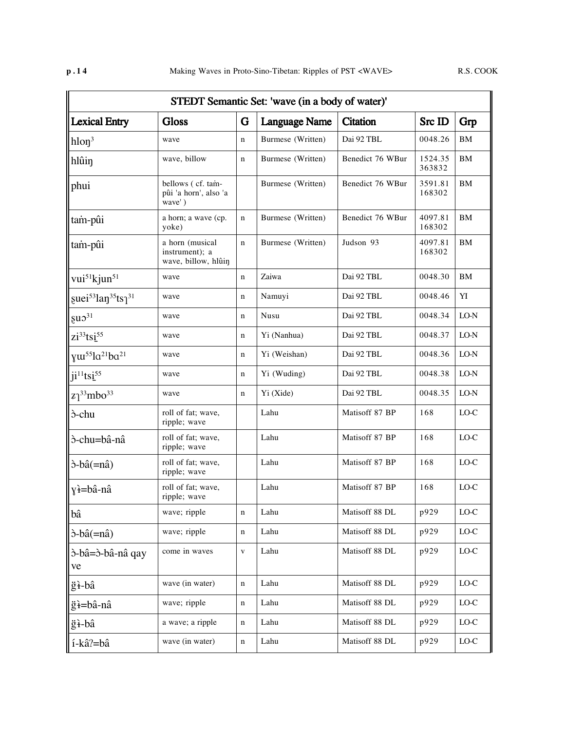| STEDT Semantic Set: 'wave (in a body of water)' | | | | | | |
|---|---|---|---|---|---|---|
| **Lexical Entry** | **Gloss** | **G** | **Language Name** | **Citation** | **Src ID** | **Grp** |
| hloŋ³ | wave | n | Burmese (Written) | Dai 92 TBL | 0048.26 | BM |
| hlûiŋ | wave, billow | n | Burmese (Written) | Benedict 76 WBur | 1524.35 363832 | BM |
| phui | bellows ( cf. taṁ-pûi 'a horn', also 'a wave' ) | | Burmese (Written) | Benedict 76 WBur | 3591.81 168302 | BM |
| taṁ-pûi | a horn; a wave (cp. yoke) | n | Burmese (Written) | Benedict 76 WBur | 4097.81 168302 | BM |
| taṁ-pûi | a horn (musical instrument); a wave, billow, hlûiŋ | n | Burmese (Written) | Judson 93 | 4097.81 168302 | BM |
| vui⁵¹kjun⁵¹ | wave | n | Zaiwa | Dai 92 TBL | 0048.30 | BM |
| ʂuei⁵³laŋ³⁵tsɿ³¹ | wave | n | Namuyi | Dai 92 TBL | 0048.46 | YI |
| ʂuɔ³¹ | wave | n | Nusu | Dai 92 TBL | 0048.34 | LO-N |
| zi³³tsi̠⁵⁵ | wave | n | Yi (Nanhua) | Dai 92 TBL | 0048.37 | LO-N |
| ɣɯ⁵⁵lɑ²¹bɑ²¹ | wave | n | Yi (Weishan) | Dai 92 TBL | 0048.36 | LO-N |
| ji¹¹tsi̠⁵⁵ | wave | n | Yi (Wuding) | Dai 92 TBL | 0048.38 | LO-N |
| zɿ³³mbo³³ | wave | n | Yi (Xide) | Dai 92 TBL | 0048.35 | LO-N |
| ɔ̀-chu | roll of fat; wave, ripple; wave | | Lahu | Matisoff 87 BP | 168 | LO-C |
| ɔ̀-chu=bâ-nâ | roll of fat; wave, ripple; wave | | Lahu | Matisoff 87 BP | 168 | LO-C |
| ɔ̀-bâ(=nâ) | roll of fat; wave, ripple; wave | | Lahu | Matisoff 87 BP | 168 | LO-C |
| ɣɨ̀=bâ-nâ | roll of fat; wave, ripple; wave | | Lahu | Matisoff 87 BP | 168 | LO-C |
| bâ | wave; ripple | n | Lahu | Matisoff 88 DL | p929 | LO-C |
| ɔ̀-bâ(=nâ) | wave; ripple | n | Lahu | Matisoff 88 DL | p929 | LO-C |
| ɔ̀-bâ=ɔ̀-bâ-nâ qay ve | come in waves | v | Lahu | Matisoff 88 DL | p929 | LO-C |
| g̈ɨ̀-bâ | wave (in water) | n | Lahu | Matisoff 88 DL | p929 | LO-C |
| g̈ɨ̀=bâ-nâ | wave; ripple | n | Lahu | Matisoff 88 DL | p929 | LO-C |
| g̈ɨ̀-bâ | a wave; a ripple | n | Lahu | Matisoff 88 DL | p929 | LO-C |
| í-kâʔ=bâ | wave (in water) | n | Lahu | Matisoff 88 DL | p929 | LO-C |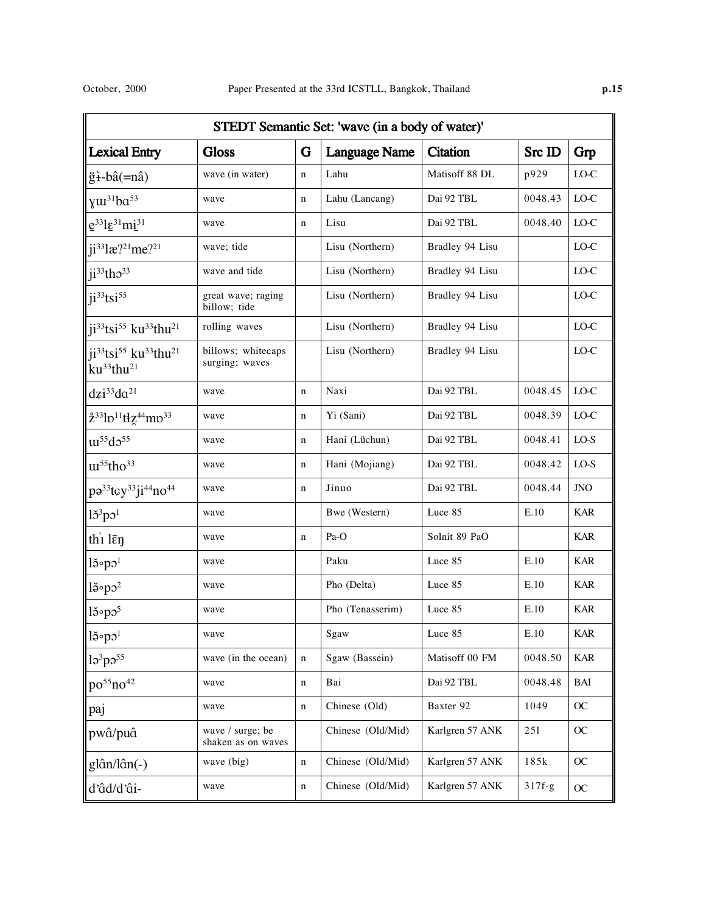| STEDT Semantic Set: 'wave (in a body of water)' | | | | | | |
|---|---|---|---|---|---|---|
| **Lexical Entry** | **Gloss** | **G** | **Language Name** | **Citation** | **Src ID** | **Grp** |
| g̈ɨ-bâ(=nâ) | wave (in water) | n | Lahu | Matisoff 88 DL | p929 | LO-C |
| ɣɯ³¹bɑ⁵³ | wave | n | Lahu (Lancang) | Dai 92 TBL | 0048.43 | LO-C |
| e̠³³lɛ³¹mi̠³¹ | wave | n | Lisu | Dai 92 TBL | 0048.40 | LO-C |
| ji³³læʔ²¹meʔ²¹ | wave; tide | | Lisu (Northern) | Bradley 94 Lisu | | LO-C |
| ji³³thɔ³³ | wave and tide | | Lisu (Northern) | Bradley 94 Lisu | | LO-C |
| ji³³tsi⁵⁵ | great wave; raging billow; tide | | Lisu (Northern) | Bradley 94 Lisu | | LO-C |
| ji³³tsi⁵⁵ ku³³thu²¹ | rolling waves | | Lisu (Northern) | Bradley 94 Lisu | | LO-C |
| ji³³tsi⁵⁵ ku³³thu²¹ ku³³thu²¹ | billows; whitecaps surging; waves | | Lisu (Northern) | Bradley 94 Lisu | | LO-C |
| dʑi³³dɑ²¹ | wave | n | Naxi | Dai 92 TBL | 0048.45 | LO-C |
| z̥³³lɒ¹¹tɬz̥⁴⁴mɒ³³ | wave | n | Yi (Sani) | Dai 92 TBL | 0048.39 | LO-C |
| ɯ⁵⁵dɔ⁵⁵ | wave | n | Hani (Lüchun) | Dai 92 TBL | 0048.41 | LO-S |
| ɯ⁵⁵tho³³ | wave | n | Hani (Mojiang) | Dai 92 TBL | 0048.42 | LO-S |
| pə³³tɕy³³ji⁴⁴no⁴⁴ | wave | n | Jinuo | Dai 92 TBL | 0048.44 | JNO |
| lɔ̆³pɔ¹ | wave | | Bwe (Western) | Luce 85 | E.10 | KAR |
| thì lɛ̄ŋ | wave | n | Pa-O | Solnit 89 PaO | | KAR |
| lə̆∘pɔ¹ | wave | | Paku | Luce 85 | E.10 | KAR |
| lə̆∘pɔ² | wave | | Pho (Delta) | Luce 85 | E.10 | KAR |
| lə̆∘pɔ⁵ | wave | | Pho (Tenasserim) | Luce 85 | E.10 | KAR |
| lə̆∘pɔ¹ | wave | | Sgaw | Luce 85 | E.10 | KAR |
| lə³pɔ⁵⁵ | wave (in the ocean) | n | Sgaw (Bassein) | Matisoff 00 FM | 0048.50 | KAR |
| po⁵⁵no⁴² | wave | n | Bai | Dai 92 TBL | 0048.48 | BAI |
| paj | wave | n | Chinese (Old) | Baxter 92 | 1049 | OC |
| pwâ/puâ | wave / surge; be shaken as on waves | | Chinese (Old/Mid) | Karlgren 57 ANK | 251 | OC |
| glân/lân(-) | wave (big) | n | Chinese (Old/Mid) | Karlgren 57 ANK | 185k | OC |
| d'âd/d'âi- | wave | n | Chinese (Old/Mid) | Karlgren 57 ANK | 317f-g | OC |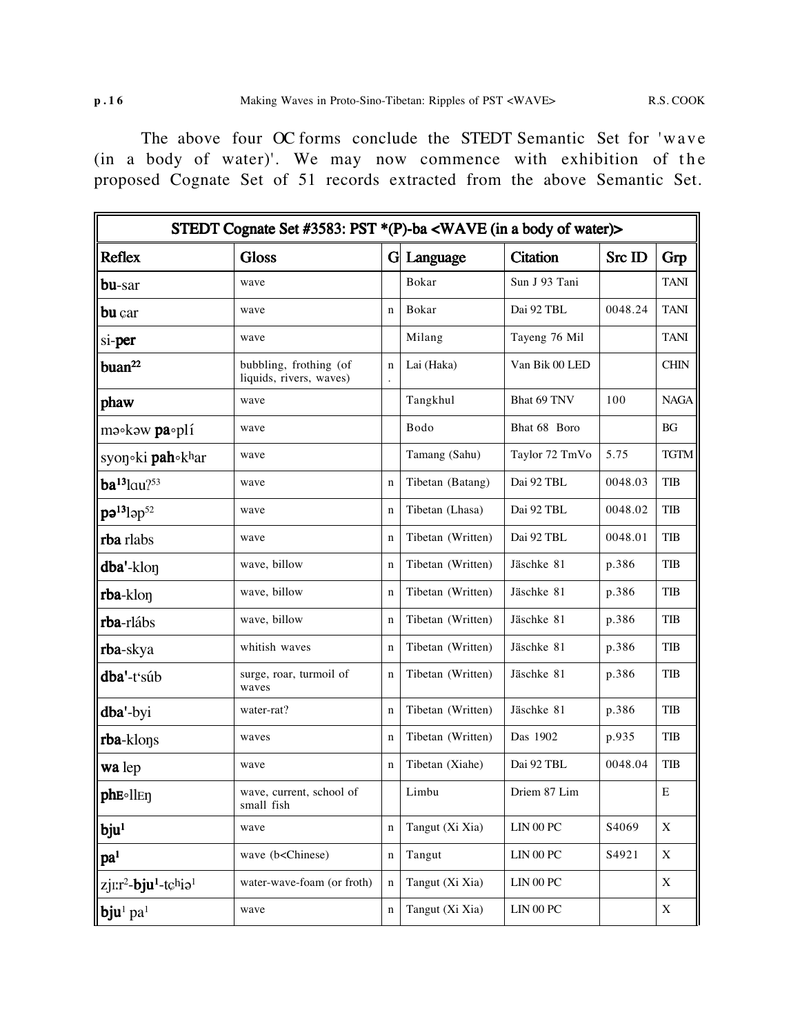The above four OC forms conclude the STEDT Semantic Set for 'wave (in a body of water)'. We may now commence with exhibition of the proposed Cognate Set of 51 records extracted from the above Semantic Set.

| STEDT Cognate Set #3583: PST *(P)-ba <WAVE (in a body of water)> | | | | | | |
|---|---|---|---|---|---|---|
| **Reflex** | **Gloss** | **G** | **Language** | **Citation** | **Src ID** | **Grp** |
| **bu**-sar | wave | | Bokar | Sun J 93 Tani | | TANI |
| **bu** çar | wave | n | Bokar | Dai 92 TBL | 0048.24 | TANI |
| si-**per** | wave | | Milang | Tayeng 76 Mil | | TANI |
| **buan**[22] | bubbling, frothing (of liquids, rivers, waves) | n. | Lai (Haka) | Van Bik 00 LED | | CHIN |
| **phaw** | wave | | Tangkhul | Bhat 69 TNV | 100 | NAGA |
| mə∘kəw **pa**∘plí | wave | | Bodo | Bhat 68 Boro | | BG |
| syoŋ∘ki **pah**∘kʰar | wave | | Tamang (Sahu) | Taylor 72 TmVo | 5.75 | TGTM |
| **ba**[13]lɑuʔ[53] | wave | n | Tibetan (Batang) | Dai 92 TBL | 0048.03 | TIB |
| **pə**[13]ləp[52] | wave | n | Tibetan (Lhasa) | Dai 92 TBL | 0048.02 | TIB |
| **rba** rlabs | wave | n | Tibetan (Written) | Dai 92 TBL | 0048.01 | TIB |
| **dba'**-kloŋ | wave, billow | n | Tibetan (Written) | Jäschke 81 | p.386 | TIB |
| **rba**-kloŋ | wave, billow | n | Tibetan (Written) | Jäschke 81 | p.386 | TIB |
| **rba**-rlábs | wave, billow | n | Tibetan (Written) | Jäschke 81 | p.386 | TIB |
| **rba**-skya | whitish waves | n | Tibetan (Written) | Jäschke 81 | p.386 | TIB |
| **dba'**-t'súb | surge, roar, turmoil of waves | n | Tibetan (Written) | Jäschke 81 | p.386 | TIB |
| **dba'**-byi | water-rat? | n | Tibetan (Written) | Jäschke 81 | p.386 | TIB |
| **rba**-kloŋs | waves | n | Tibetan (Written) | Das 1902 | p.935 | TIB |
| **wa** lep | wave | n | Tibetan (Xiahe) | Dai 92 TBL | 0048.04 | TIB |
| **phɛ**∘llɛŋ | wave, current, school of small fish | | Limbu | Driem 87 Lim | | E |
| **bju**[1] | wave | n | Tangut (Xi Xia) | LIN 00 PC | S4069 | X |
| **pa**[1] | wave (b<Chinese) | n | Tangut | LIN 00 PC | S4921 | X |
| zjɪːr[2]-**bju**[1]-tɕʰiə[1] | water-wave-foam (or froth) | n | Tangut (Xi Xia) | LIN 00 PC | | X |
| **bju**[1] pa[1] | wave | n | Tangut (Xi Xia) | LIN 00 PC | | X |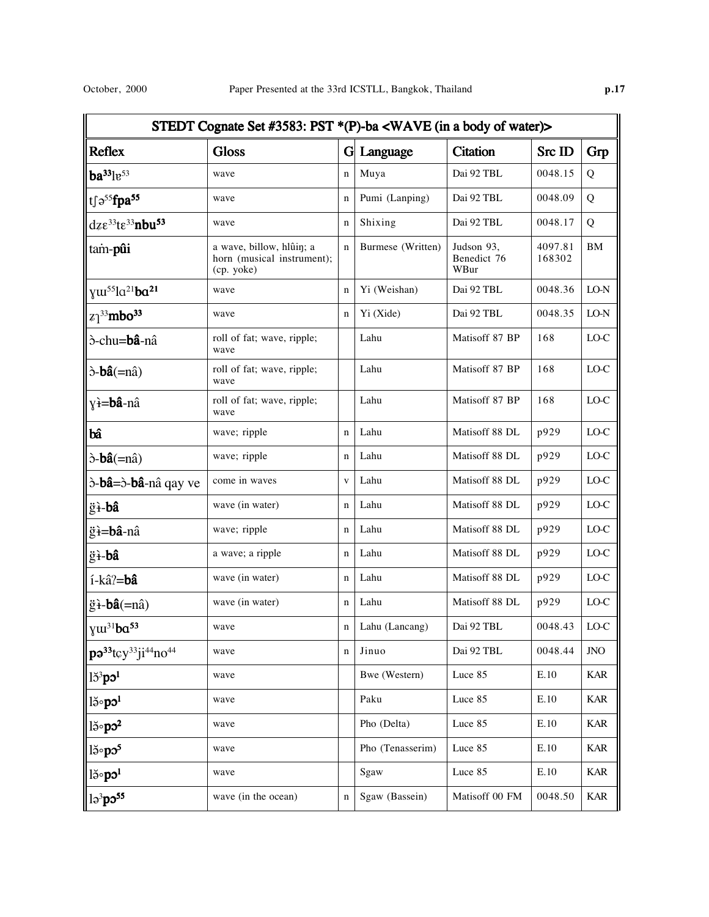| STEDT Cognate Set #3583: PST *(P)-ba <WAVE (in a body of water)> | | | | | | |
|---|---|---|---|---|---|---|
| Reflex | Gloss | G | Language | Citation | Src ID | Grp |
| **ba³³**lɐ⁵³ | wave | n | Muya | Dai 92 TBL | 0048.15 | Q |
| tʃə⁵⁵**fpa⁵⁵** | wave | n | Pumi (Lanping) | Dai 92 TBL | 0048.09 | Q |
| dzɛ³³tɛ³³**nbu⁵³** | wave | n | Shixing | Dai 92 TBL | 0048.17 | Q |
| taṁ-**pûi** | a wave, billow, hlûiŋ; a horn (musical instrument); (cp. yoke) | n | Burmese (Written) | Judson 93, Benedict 76 WBur | 4097.81 168302 | BM |
| ɣɯ⁵⁵lɑ²¹**bɑ²¹** | wave | n | Yi (Weishan) | Dai 92 TBL | 0048.36 | LO-N |
| zʅ³³**mbo³³** | wave | n | Yi (Xide) | Dai 92 TBL | 0048.35 | LO-N |
| ɔ̀-chu=**bâ**-nâ | roll of fat; wave, ripple; wave | | Lahu | Matisoff 87 BP | 168 | LO-C |
| ɔ̀-**bâ**(=nâ) | roll of fat; wave, ripple; wave | | Lahu | Matisoff 87 BP | 168 | LO-C |
| ɣɨ̀=**bâ**-nâ | roll of fat; wave, ripple; wave | | Lahu | Matisoff 87 BP | 168 | LO-C |
| **bâ** | wave; ripple | n | Lahu | Matisoff 88 DL | p929 | LO-C |
| ɔ̀-**bâ**(=nâ) | wave; ripple | n | Lahu | Matisoff 88 DL | p929 | LO-C |
| ɔ̀-**bâ**=ɔ̀-**bâ**-nâ qay ve | come in waves | v | Lahu | Matisoff 88 DL | p929 | LO-C |
| g̈ɨ̀-**bâ** | wave (in water) | n | Lahu | Matisoff 88 DL | p929 | LO-C |
| g̈ɨ̀=**bâ**-nâ | wave; ripple | n | Lahu | Matisoff 88 DL | p929 | LO-C |
| g̈ɨ̀-**bâ** | a wave; a ripple | n | Lahu | Matisoff 88 DL | p929 | LO-C |
| í-kâʔ=**bâ** | wave (in water) | n | Lahu | Matisoff 88 DL | p929 | LO-C |
| g̈ɨ̀-**bâ**(=nâ) | wave (in water) | n | Lahu | Matisoff 88 DL | p929 | LO-C |
| ɣɯ³¹**bɑ⁵³** | wave | n | Lahu (Lancang) | Dai 92 TBL | 0048.43 | LO-C |
| **pə³³**tɕy³³ji⁴⁴no⁴⁴ | wave | n | Jinuo | Dai 92 TBL | 0048.44 | JNO |
| lə̆³**pɔ¹** | wave | | Bwe (Western) | Luce 85 | E.10 | KAR |
| lə̆◦**pɔ¹** | wave | | Paku | Luce 85 | E.10 | KAR |
| lə̆◦**pɔ²** | wave | | Pho (Delta) | Luce 85 | E.10 | KAR |
| lə̆◦**pɔ⁵** | wave | | Pho (Tenasserim) | Luce 85 | E.10 | KAR |
| lə̆◦**pɔ¹** | wave | | Sgaw | Luce 85 | E.10 | KAR |
| lə³**pɔ⁵⁵** | wave (in the ocean) | n | Sgaw (Bassein) | Matisoff 00 FM | 0048.50 | KAR |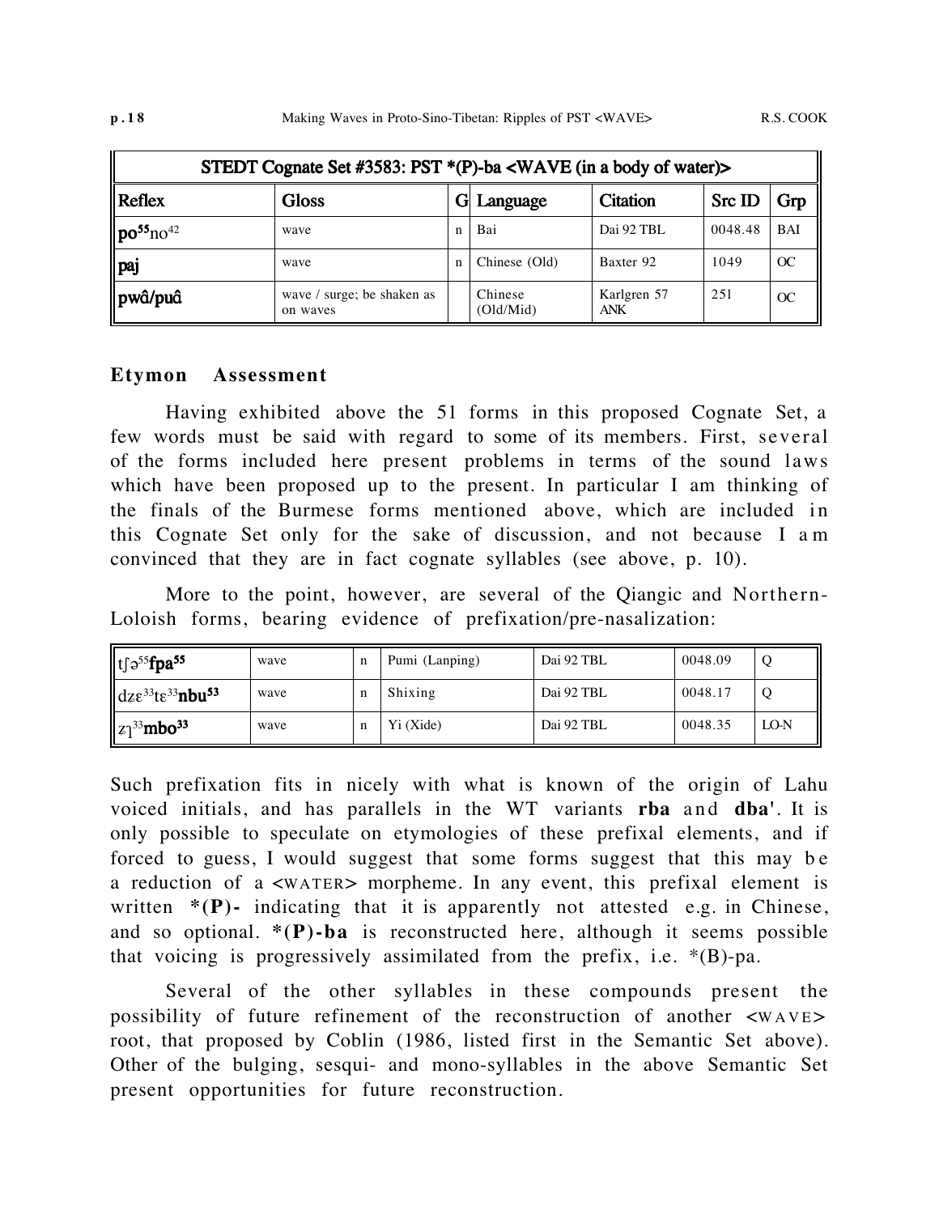| STEDT Cognate Set #3583: PST *(P)-ba <WAVE (in a body of water)> | | | | | | |
|---|---|---|---|---|---|---|
| Reflex | Gloss | G | Language | Citation | Src ID | Grp |
| **po**$^{55}$no$^{42}$ | wave | n | Bai | Dai 92 TBL | 0048.48 | BAI |
| **paj** | wave | n | Chinese (Old) | Baxter 92 | 1049 | OC |
| **pwâ/puâ** | wave / surge; be shaken as on waves | | Chinese (Old/Mid) | Karlgren 57 ANK | 251 | OC |

## Etymon Assessment

Having exhibited above the 51 forms in this proposed Cognate Set, a few words must be said with regard to some of its members. First, several of the forms included here present problems in terms of the sound laws which have been proposed up to the present. In particular I am thinking of the finals of the Burmese forms mentioned above, which are included in this Cognate Set only for the sake of discussion, and not because I am convinced that they are in fact cognate syllables (see above, p. 10).

More to the point, however, are several of the Qiangic and Northern-Loloish forms, bearing evidence of prefixation/pre-nasalization:

| Reflex | Gloss | G | Language | Citation | Src ID | Grp |
|---|---|---|---|---|---|---|
| tʃə$^{55}$**fpa**$^{55}$ | wave | n | Pumi (Lanping) | Dai 92 TBL | 0048.09 | Q |
| dzɛ$^{33}$tɛ$^{33}$**nbu**$^{53}$ | wave | n | Shixing | Dai 92 TBL | 0048.17 | Q |
| zʅ$^{33}$**mbo**$^{33}$ | wave | n | Yi (Xide) | Dai 92 TBL | 0048.35 | LO-N |

Such prefixation fits in nicely with what is known of the origin of Lahu voiced initials, and has parallels in the WT variants **rba** and **dba'**. It is only possible to speculate on etymologies of these prefixal elements, and if forced to guess, I would suggest that some forms suggest that this may be a reduction of a <WATER> morpheme. In any event, this prefixal element is written ***(P)-** indicating that it is apparently not attested e.g. in Chinese, and so optional. ***(P)-ba** is reconstructed here, although it seems possible that voicing is progressively assimilated from the prefix, i.e. *(B)-pa.

Several of the other syllables in these compounds present the possibility of future refinement of the reconstruction of another <WAVE> root, that proposed by Coblin (1986, listed first in the Semantic Set above). Other of the bulging, sesqui- and mono-syllables in the above Semantic Set present opportunities for future reconstruction.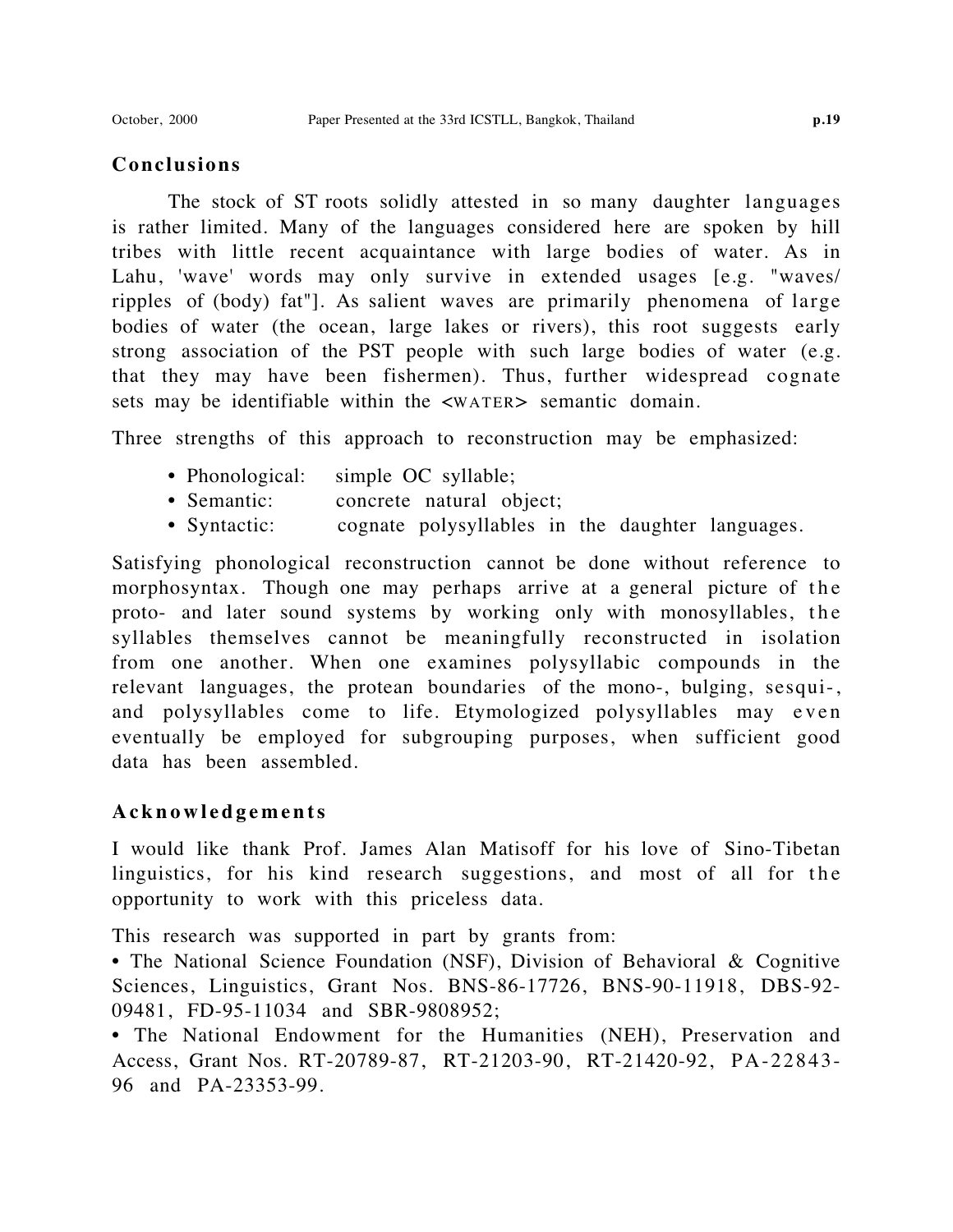## Conclusions

The stock of ST roots solidly attested in so many daughter languages is rather limited. Many of the languages considered here are spoken by hill tribes with little recent acquaintance with large bodies of water. As in Lahu, 'wave' words may only survive in extended usages [e.g. "waves/ ripples of (body) fat"]. As salient waves are primarily phenomena of large bodies of water (the ocean, large lakes or rivers), this root suggests early strong association of the PST people with such large bodies of water (e.g. that they may have been fishermen). Thus, further widespread cognate sets may be identifiable within the <WATER> semantic domain.

Three strengths of this approach to reconstruction may be emphasized:

- Phonological: simple OC syllable;
- Semantic: concrete natural object;
- Syntactic: cognate polysyllables in the daughter languages.

Satisfying phonological reconstruction cannot be done without reference to morphosyntax. Though one may perhaps arrive at a general picture of the proto- and later sound systems by working only with monosyllables, the syllables themselves cannot be meaningfully reconstructed in isolation from one another. When one examines polysyllabic compounds in the relevant languages, the protean boundaries of the mono-, bulging, sesqui-, and polysyllables come to life. Etymologized polysyllables may even eventually be employed for subgrouping purposes, when sufficient good data has been assembled.

## Acknowledgements

I would like thank Prof. James Alan Matisoff for his love of Sino-Tibetan linguistics, for his kind research suggestions, and most of all for the opportunity to work with this priceless data.

This research was supported in part by grants from:

- The National Science Foundation (NSF), Division of Behavioral & Cognitive Sciences, Linguistics, Grant Nos. BNS-86-17726, BNS-90-11918, DBS-92-09481, FD-95-11034 and SBR-9808952;
- The National Endowment for the Humanities (NEH), Preservation and Access, Grant Nos. RT-20789-87, RT-21203-90, RT-21420-92, PA-22843-96 and PA-23353-99.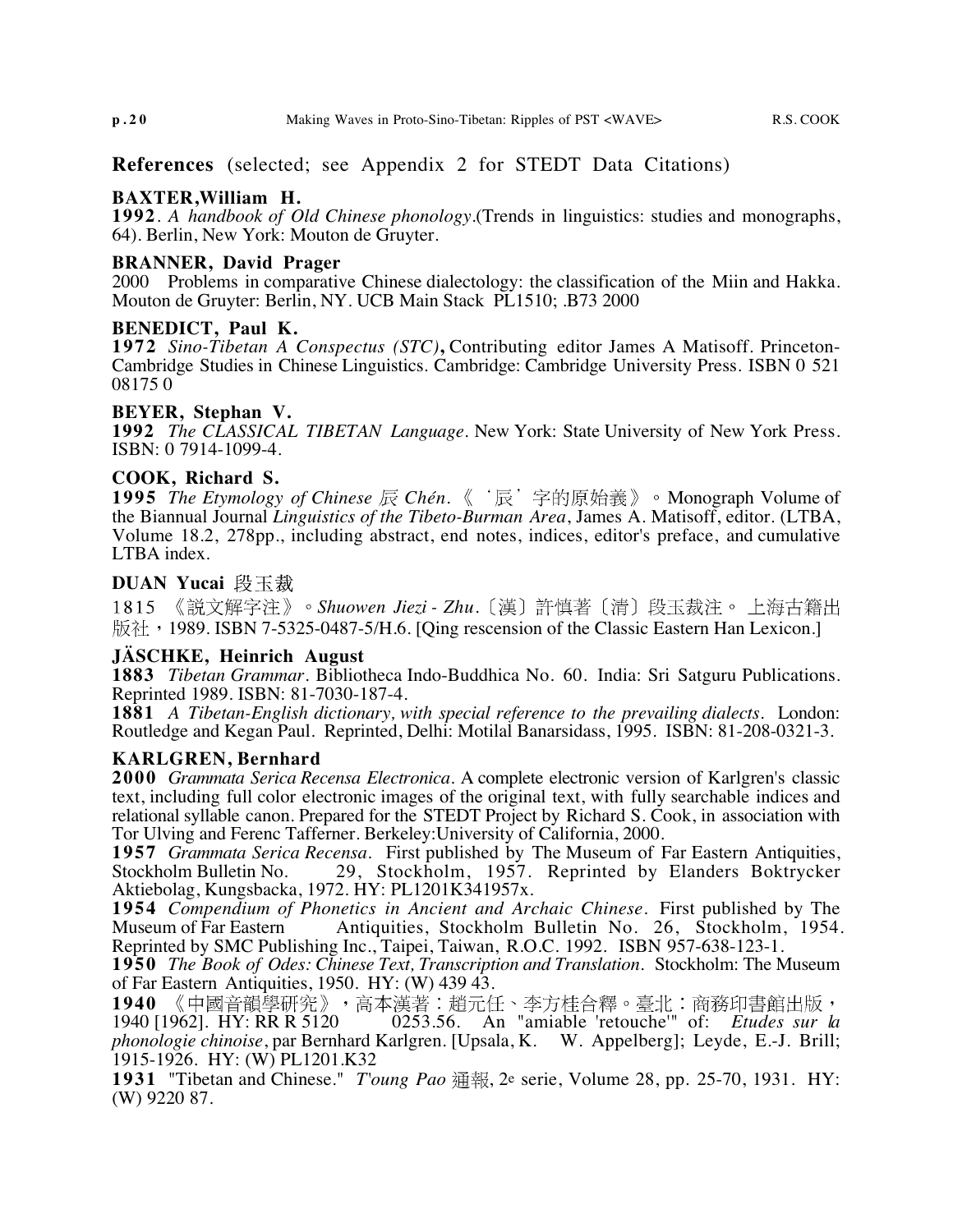## References (selected; see Appendix 2 for STEDT Data Citations)

**BAXTER, William H.**

**1992**. *A handbook of Old Chinese phonology*.(Trends in linguistics: studies and monographs, 64). Berlin, New York: Mouton de Gruyter.

**BRANNER, David Prager**

2000 Problems in comparative Chinese dialectology: the classification of the Miin and Hakka. Mouton de Gruyter: Berlin, NY. UCB Main Stack PL1510; .B73 2000

**BENEDICT, Paul K.**

**1972** *Sino-Tibetan A Conspectus (STC)***,** Contributing editor James A Matisoff. Princeton-Cambridge Studies in Chinese Linguistics. Cambridge: Cambridge University Press. ISBN 0 521 08175 0

**BEYER, Stephan V.**

**1992** *The CLASSICAL TIBETAN Language*. New York: State University of New York Press. ISBN: 0 7914-1099-4.

**COOK, Richard S.**

**1995** *The Etymology of Chinese 辰 Chén*. 《‘辰’字的原始義》。Monograph Volume of the Biannual Journal *Linguistics of the Tibeto-Burman Area*, James A. Matisoff, editor. (LTBA, Volume 18.2, 278pp., including abstract, end notes, indices, editor's preface, and cumulative LTBA index.

**DUAN Yucai** 段玉裁

1815 《說文解字注》。*Shuowen Jiezi - Zhu*.〔漢〕許慎著〔清〕段玉裁注。 上海古籍出版社，1989. ISBN 7-5325-0487-5/H.6. [Qing rescension of the Classic Eastern Han Lexicon.]

**JÄSCHKE, Heinrich August**

**1883** *Tibetan Grammar*. Bibliotheca Indo-Buddhica No. 60. India: Sri Satguru Publications. Reprinted 1989. ISBN: 81-7030-187-4.

**1881** *A Tibetan-English dictionary, with special reference to the prevailing dialects*. London: Routledge and Kegan Paul. Reprinted, Delhi: Motilal Banarsidass, 1995. ISBN: 81-208-0321-3.

**KARLGREN, Bernhard**

**2000** *Grammata Serica Recensa Electronica*. A complete electronic version of Karlgren's classic text, including full color electronic images of the original text, with fully searchable indices and relational syllable canon. Prepared for the STEDT Project by Richard S. Cook, in association with Tor Ulving and Ferenc Tafferner. Berkeley:University of California, 2000.

**1957** *Grammata Serica Recensa*. First published by The Museum of Far Eastern Antiquities, Stockholm Bulletin No. 29, Stockholm, 1957. Reprinted by Elanders Boktrycker Aktiebolag, Kungsbacka, 1972. HY: PL1201K341957x.

**1954** *Compendium of Phonetics in Ancient and Archaic Chinese*. First published by The Museum of Far Eastern Antiquities, Stockholm Bulletin No. 26, Stockholm, 1954. Reprinted by SMC Publishing Inc., Taipei, Taiwan, R.O.C. 1992. ISBN 957-638-123-1.

**1950** *The Book of Odes: Chinese Text, Transcription and Translation*. Stockholm: The Museum of Far Eastern Antiquities, 1950. HY: (W) 439 43.

**1940** 《中國音韻學研究》，高本漢著：趙元任、李方桂合釋。臺北：商務印書館出版，1940 [1962]. HY: RR R 5120 0253.56. An "amiable 'retouche'" of: *Etudes sur la phonologie chinoise*, par Bernhard Karlgren. [Upsala, K. W. Appelberg]; Leyde, E.-J. Brill; 1915-1926. HY: (W) PL1201.K32

**1931** "Tibetan and Chinese." *T'oung Pao* 通報, 2e serie, Volume 28, pp. 25-70, 1931. HY: (W) 9220 87.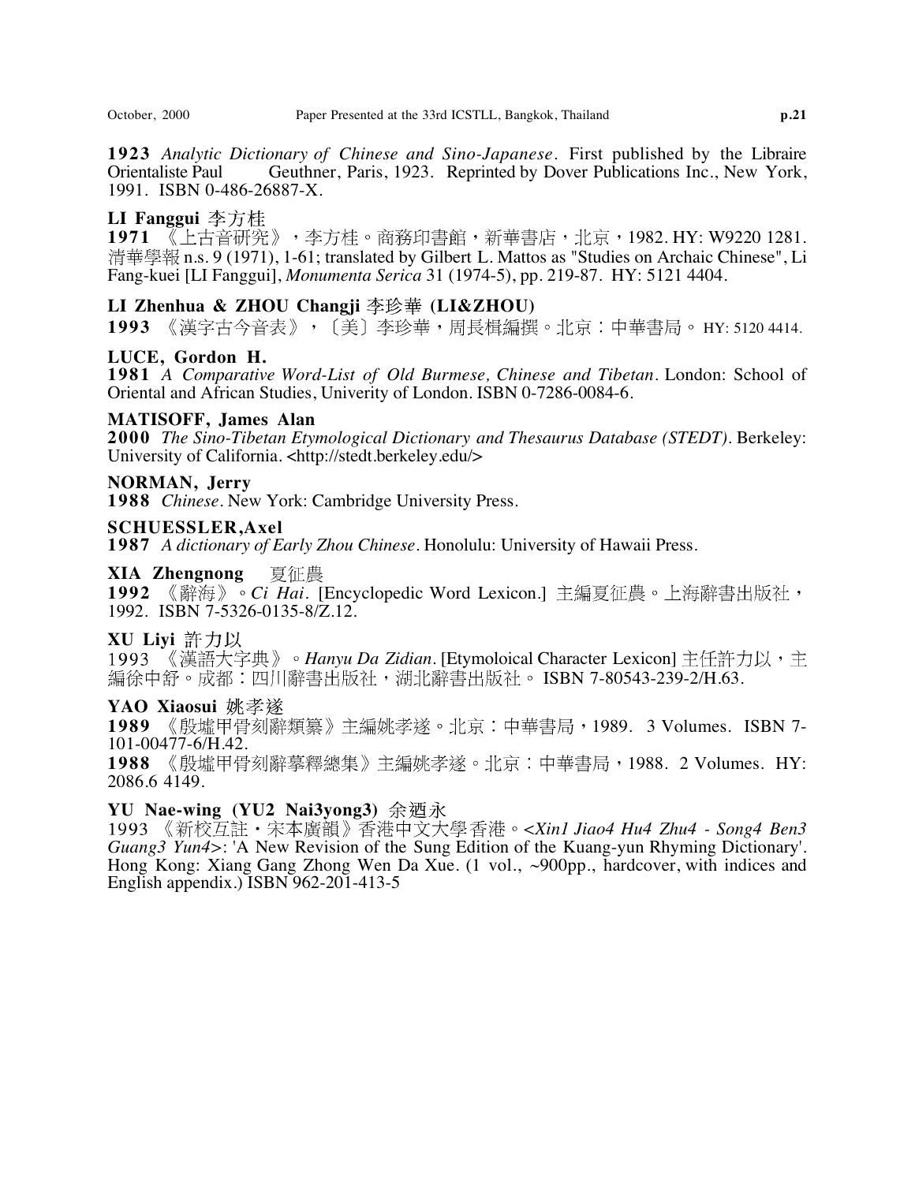**1923** *Analytic Dictionary of Chinese and Sino-Japanese*. First published by the Libraire Orientaliste Paul Geuthner, Paris, 1923. Reprinted by Dover Publications Inc., New York, 1991. ISBN 0-486-26887-X.

**LI Fanggui** 李方桂

**1971** 《上古音研究》，李方桂。商務印書館，新華書店，北京，1982. HY: W9220 1281. 清華學報 n.s. 9 (1971), 1-61; translated by Gilbert L. Mattos as "Studies on Archaic Chinese", Li Fang-kuei [LI Fanggui], *Monumenta Serica* 31 (1974-5), pp. 219-87. HY: 5121 4404.

**LI Zhenhua & ZHOU Changji** 李珍華 **(LI&ZHOU)**

**1993** 《漢字古今音表》，〔美〕李珍華，周長楫編撰。北京：中華書局。 HY: 5120 4414.

**LUCE, Gordon H.**

**1981** *A Comparative Word-List of Old Burmese, Chinese and Tibetan*. London: School of Oriental and African Studies, Univerity of London. ISBN 0-7286-0084-6.

**MATISOFF, James Alan**

**2000** *The Sino-Tibetan Etymological Dictionary and Thesaurus Database (STEDT)*. Berkeley: University of California. <http://stedt.berkeley.edu/>

**NORMAN, Jerry**

**1988** *Chinese*. New York: Cambridge University Press.

**SCHUESSLER,Axel**

**1987** *A dictionary of Early Zhou Chinese*. Honolulu: University of Hawaii Press.

**XIA Zhengnong** 夏征農

**1992** 《辭海》。*Ci Hai*. [Encyclopedic Word Lexicon.] 主編夏征農。上海辭書出版社，1992. ISBN 7-5326-0135-8/Z.12.

**XU Liyi** 許力以

1993 《漢語大字典》。*Hanyu Da Zidian*. [Etymoloical Character Lexicon] 主任許力以，主編徐中舒。成都：四川辭書出版社，湖北辭書出版社。 ISBN 7-80543-239-2/H.63.

**YAO Xiaosui** 姚孝遂

**1989** 《殷墟甲骨刻辭類纂》主編姚孝遂。北京：中華書局，1989. 3 Volumes. ISBN 7-101-00477-6/H.42.

**1988** 《殷墟甲骨刻辭摹釋總集》主編姚孝遂。北京：中華書局，1988. 2 Volumes. HY: 2086.6 4149.

**YU Nae-wing (YU2 Nai3yong3)** 余迺永

1993 《新校互註・宋本廣韻》香港中文大學 香港。<*Xin1 Jiao4 Hu4 Zhu4 - Song4 Ben3 Guang3 Yun4*>: 'A New Revision of the Sung Edition of the Kuang-yun Rhyming Dictionary'. Hong Kong: Xiang Gang Zhong Wen Da Xue. (1 vol., ~900pp., hardcover, with indices and English appendix.) ISBN 962-201-413-5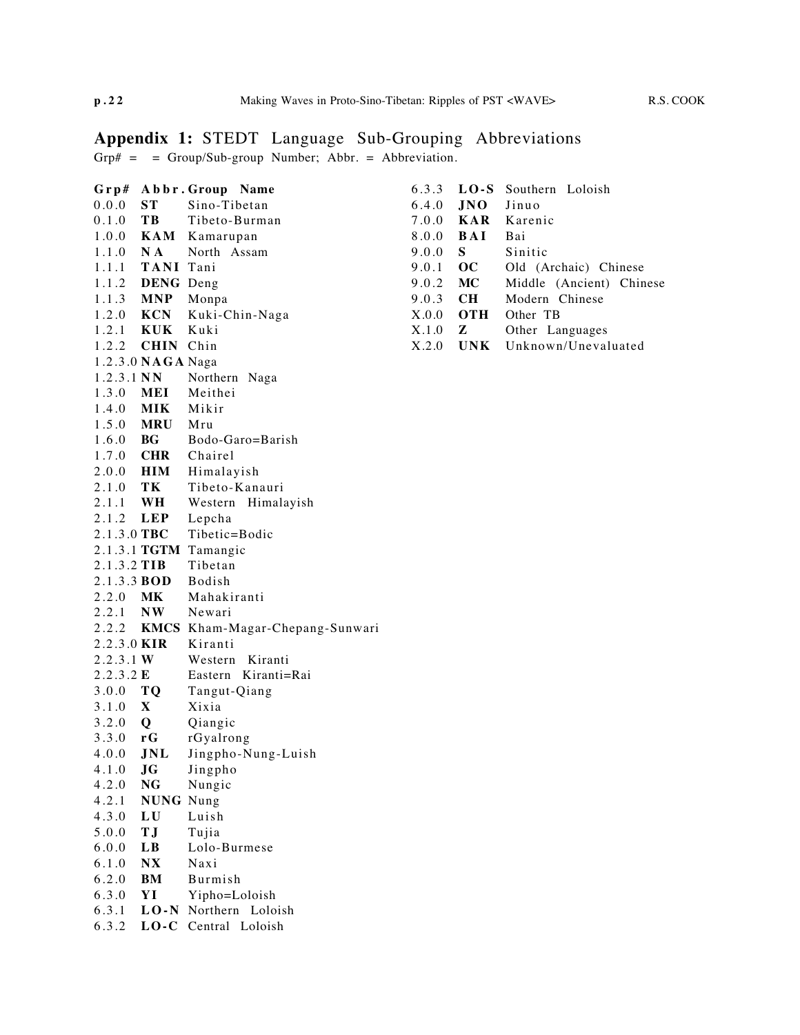## Appendix 1: STEDT Language Sub-Grouping Abbreviations

Grp# = = Group/Sub-group Number; Abbr. = Abbreviation.

| Grp# | Abbr. | Group Name |
|---|---|---|
| 0.0.0 | **ST** | Sino-Tibetan |
| 0.1.0 | **TB** | Tibeto-Burman |
| 1.0.0 | **KAM** | Kamarupan |
| 1.1.0 | **NA** | North Assam |
| 1.1.1 | **TANI** | Tani |
| 1.1.2 | **DENG** | Deng |
| 1.1.3 | **MNP** | Monpa |
| 1.2.0 | **KCN** | Kuki-Chin-Naga |
| 1.2.1 | **KUK** | Kuki |
| 1.2.2 | **CHIN** | Chin |
| 1.2.3.0 | **NAGA** | Naga |
| 1.2.3.1 | **NN** | Northern Naga |
| 1.3.0 | **MEI** | Meithei |
| 1.4.0 | **MIK** | Mikir |
| 1.5.0 | **MRU** | Mru |
| 1.6.0 | **BG** | Bodo-Garo=Barish |
| 1.7.0 | **CHR** | Chairel |
| 2.0.0 | **HIM** | Himalayish |
| 2.1.0 | **TK** | Tibeto-Kanauri |
| 2.1.1 | **WH** | Western Himalayish |
| 2.1.2 | **LEP** | Lepcha |
| 2.1.3.0 | **TBC** | Tibetic=Bodic |
| 2.1.3.1 | **TGTM** | Tamangic |
| 2.1.3.2 | **TIB** | Tibetan |
| 2.1.3.3 | **BOD** | Bodish |
| 2.2.0 | **MK** | Mahakiranti |
| 2.2.1 | **NW** | Newari |
| 2.2.2 | **KMCS** | Kham-Magar-Chepang-Sunwari |
| 2.2.3.0 | **KIR** | Kiranti |
| 2.2.3.1 | **W** | Western Kiranti |
| 2.2.3.2 | **E** | Eastern Kiranti=Rai |
| 3.0.0 | **TQ** | Tangut-Qiang |
| 3.1.0 | **X** | Xixia |
| 3.2.0 | **Q** | Qiangic |
| 3.3.0 | **rG** | rGyalrong |
| 4.0.0 | **JNL** | Jingpho-Nung-Luish |
| 4.1.0 | **JG** | Jingpho |
| 4.2.0 | **NG** | Nungic |
| 4.2.1 | **NUNG** | Nung |
| 4.3.0 | **LU** | Luish |
| 5.0.0 | **TJ** | Tujia |
| 6.0.0 | **LB** | Lolo-Burmese |
| 6.1.0 | **NX** | Naxi |
| 6.2.0 | **BM** | Burmish |
| 6.3.0 | **YI** | Yipho=Loloish |
| 6.3.1 | **LO-N** | Northern Loloish |
| 6.3.2 | **LO-C** | Central Loloish |
| 6.3.3 | **LO-S** | Southern Loloish |
| 6.4.0 | **JNO** | Jinuo |
| 7.0.0 | **KAR** | Karenic |
| 8.0.0 | **BAI** | Bai |
| 9.0.0 | **S** | Sinitic |
| 9.0.1 | **OC** | Old (Archaic) Chinese |
| 9.0.2 | **MC** | Middle (Ancient) Chinese |
| 9.0.3 | **CH** | Modern Chinese |
| X.0.0 | **OTH** | Other TB |
| X.1.0 | **Z** | Other Languages |
| X.2.0 | **UNK** | Unknown/Unevaluated |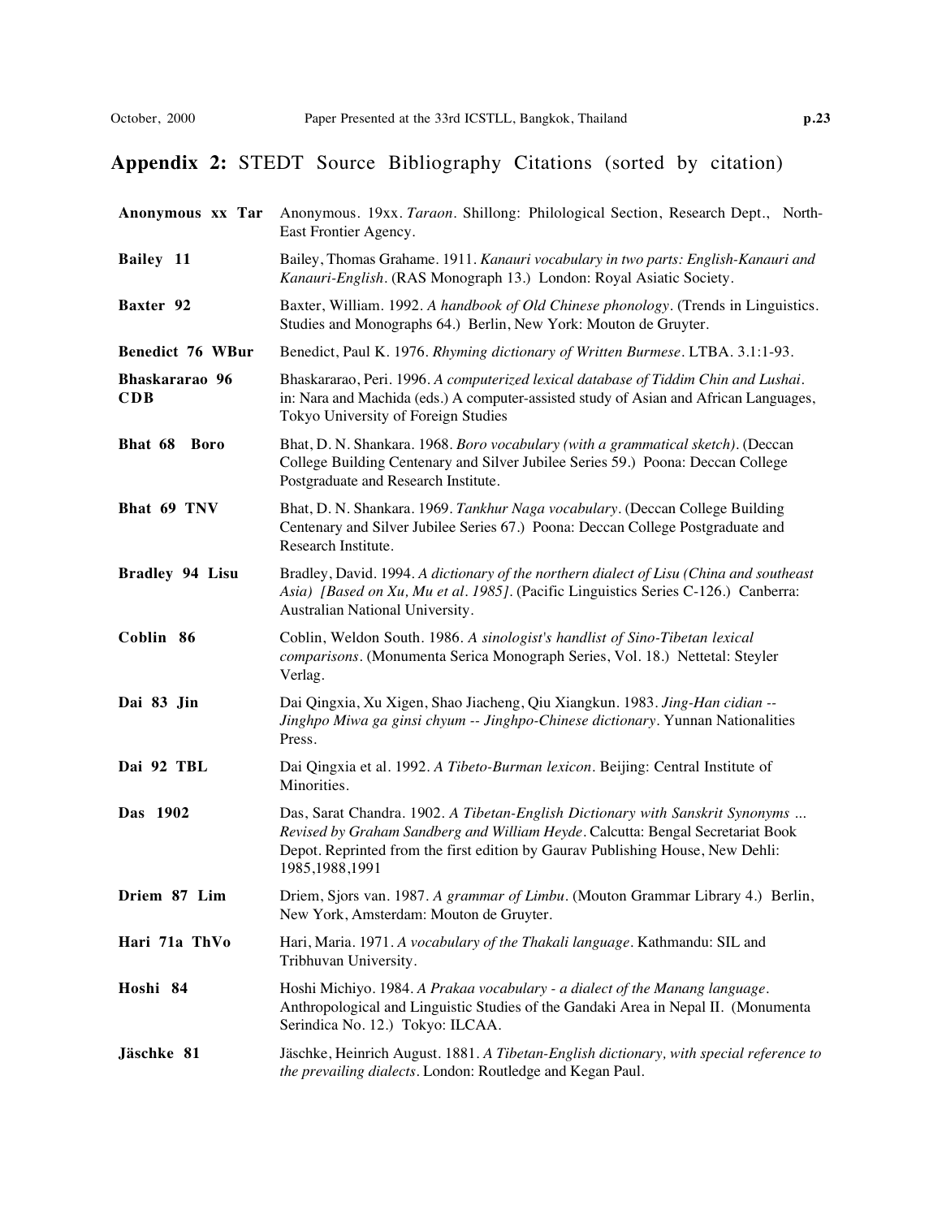## **Appendix 2:** STEDT Source Bibliography Citations (sorted by citation)

| | |
|---|---|
| **Anonymous xx Tar** | Anonymous. 19xx. *Taraon*. Shillong: Philological Section, Research Dept., North-East Frontier Agency. |
| **Bailey 11** | Bailey, Thomas Grahame. 1911. *Kanauri vocabulary in two parts: English-Kanauri and Kanauri-English*. (RAS Monograph 13.) London: Royal Asiatic Society. |
| **Baxter 92** | Baxter, William. 1992. *A handbook of Old Chinese phonology*. (Trends in Linguistics. Studies and Monographs 64.) Berlin, New York: Mouton de Gruyter. |
| **Benedict 76 WBur** | Benedict, Paul K. 1976. *Rhyming dictionary of Written Burmese*. LTBA. 3.1:1-93. |
| **Bhaskararao 96 CDB** | Bhaskararao, Peri. 1996. *A computerized lexical database of Tiddim Chin and Lushai*. in: Nara and Machida (eds.) A computer-assisted study of Asian and African Languages, Tokyo University of Foreign Studies |
| **Bhat 68 Boro** | Bhat, D. N. Shankara. 1968. *Boro vocabulary (with a grammatical sketch)*. (Deccan College Building Centenary and Silver Jubilee Series 59.) Poona: Deccan College Postgraduate and Research Institute. |
| **Bhat 69 TNV** | Bhat, D. N. Shankara. 1969. *Tankhur Naga vocabulary*. (Deccan College Building Centenary and Silver Jubilee Series 67.) Poona: Deccan College Postgraduate and Research Institute. |
| **Bradley 94 Lisu** | Bradley, David. 1994. *A dictionary of the northern dialect of Lisu (China and southeast Asia) [Based on Xu, Mu et al. 1985]*. (Pacific Linguistics Series C-126.) Canberra: Australian National University. |
| **Coblin 86** | Coblin, Weldon South. 1986. *A sinologist's handlist of Sino-Tibetan lexical comparisons*. (Monumenta Serica Monograph Series, Vol. 18.) Nettetal: Steyler Verlag. |
| **Dai 83 Jin** | Dai Qingxia, Xu Xigen, Shao Jiacheng, Qiu Xiangkun. 1983. *Jing-Han cidian -- Jinghpo Miwa ga ginsi chyum -- Jinghpo-Chinese dictionary*. Yunnan Nationalities Press. |
| **Dai 92 TBL** | Dai Qingxia et al. 1992. *A Tibeto-Burman lexicon*. Beijing: Central Institute of Minorities. |
| **Das 1902** | Das, Sarat Chandra. 1902. *A Tibetan-English Dictionary with Sanskrit Synonyms ... Revised by Graham Sandberg and William Heyde*. Calcutta: Bengal Secretariat Book Depot. Reprinted from the first edition by Gaurav Publishing House, New Dehli: 1985,1988,1991 |
| **Driem 87 Lim** | Driem, Sjors van. 1987. *A grammar of Limbu*. (Mouton Grammar Library 4.) Berlin, New York, Amsterdam: Mouton de Gruyter. |
| **Hari 71a ThVo** | Hari, Maria. 1971. *A vocabulary of the Thakali language*. Kathmandu: SIL and Tribhuvan University. |
| **Hoshi 84** | Hoshi Michiyo. 1984. *A Prakaa vocabulary - a dialect of the Manang language*. Anthropological and Linguistic Studies of the Gandaki Area in Nepal II. (Monumenta Serindica No. 12.) Tokyo: ILCAA. |
| **Jäschke 81** | Jäschke, Heinrich August. 1881. *A Tibetan-English dictionary, with special reference to the prevailing dialects*. London: Routledge and Kegan Paul. |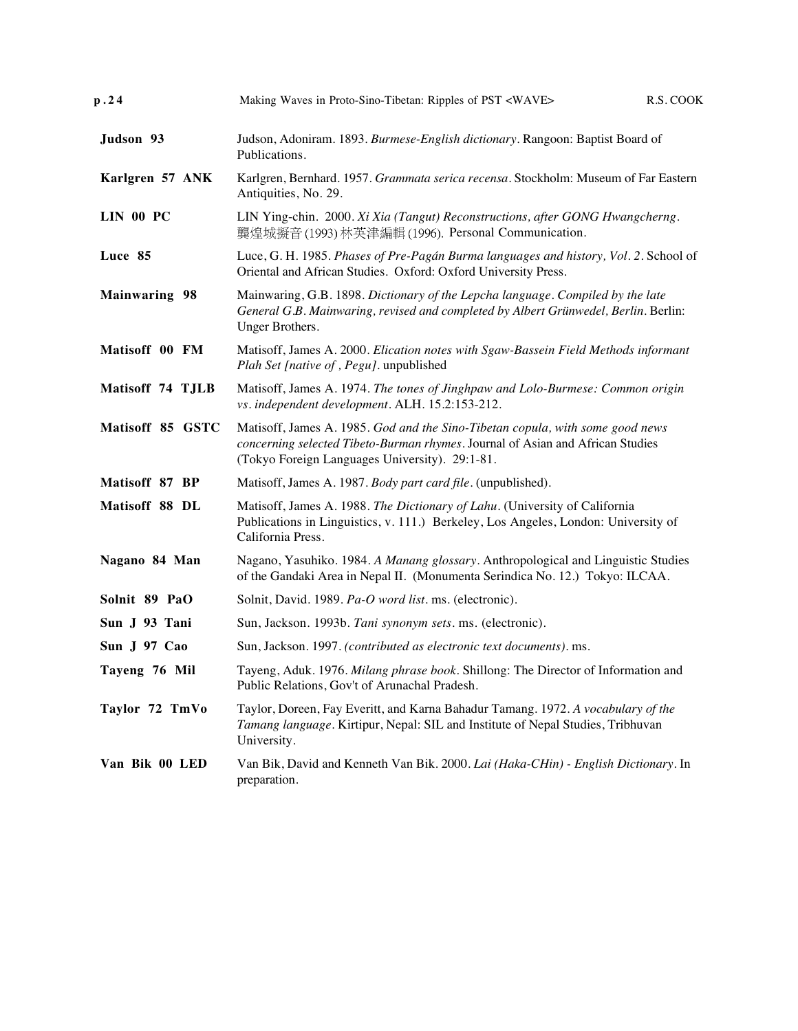| | |
|---|---|
| **Judson 93** | Judson, Adoniram. 1893. *Burmese-English dictionary*. Rangoon: Baptist Board of Publications. |
| **Karlgren 57 ANK** | Karlgren, Bernhard. 1957. *Grammata serica recensa*. Stockholm: Museum of Far Eastern Antiquities, No. 29. |
| **LIN 00 PC** | LIN Ying-chin. 2000. *Xi Xia (Tangut) Reconstructions, after GONG Hwangcherng*. 龔煌城擬音 (1993) 林英津編輯 (1996). Personal Communication. |
| **Luce 85** | Luce, G. H. 1985. *Phases of Pre-Pagán Burma languages and history, Vol. 2*. School of Oriental and African Studies. Oxford: Oxford University Press. |
| **Mainwaring 98** | Mainwaring, G.B. 1898. *Dictionary of the Lepcha language. Compiled by the late General G.B. Mainwaring, revised and completed by Albert Grünwedel, Berlin*. Berlin: Unger Brothers. |
| **Matisoff 00 FM** | Matisoff, James A. 2000. *Elication notes with Sgaw-Bassein Field Methods informant Plah Set [native of , Pegu]*. unpublished |
| **Matisoff 74 TJLB** | Matisoff, James A. 1974. *The tones of Jinghpaw and Lolo-Burmese: Common origin vs. independent development*. ALH. 15.2:153-212. |
| **Matisoff 85 GSTC** | Matisoff, James A. 1985. *God and the Sino-Tibetan copula, with some good news concerning selected Tibeto-Burman rhymes*. Journal of Asian and African Studies (Tokyo Foreign Languages University). 29:1-81. |
| **Matisoff 87 BP** | Matisoff, James A. 1987. *Body part card file*. (unpublished). |
| **Matisoff 88 DL** | Matisoff, James A. 1988. *The Dictionary of Lahu*. (University of California Publications in Linguistics, v. 111.) Berkeley, Los Angeles, London: University of California Press. |
| **Nagano 84 Man** | Nagano, Yasuhiko. 1984. *A Manang glossary*. Anthropological and Linguistic Studies of the Gandaki Area in Nepal II. (Monumenta Serindica No. 12.) Tokyo: ILCAA. |
| **Solnit 89 PaO** | Solnit, David. 1989. *Pa-O word list*. ms. (electronic). |
| **Sun J 93 Tani** | Sun, Jackson. 1993b. *Tani synonym sets*. ms. (electronic). |
| **Sun J 97 Cao** | Sun, Jackson. 1997. *(contributed as electronic text documents)*. ms. |
| **Tayeng 76 Mil** | Tayeng, Aduk. 1976. *Milang phrase book*. Shillong: The Director of Information and Public Relations, Gov't of Arunachal Pradesh. |
| **Taylor 72 TmVo** | Taylor, Doreen, Fay Everitt, and Karna Bahadur Tamang. 1972. *A vocabulary of the Tamang language*. Kirtipur, Nepal: SIL and Institute of Nepal Studies, Tribhuvan University. |
| **Van Bik 00 LED** | Van Bik, David and Kenneth Van Bik. 2000. *Lai (Haka-CHin) - English Dictionary*. In preparation. |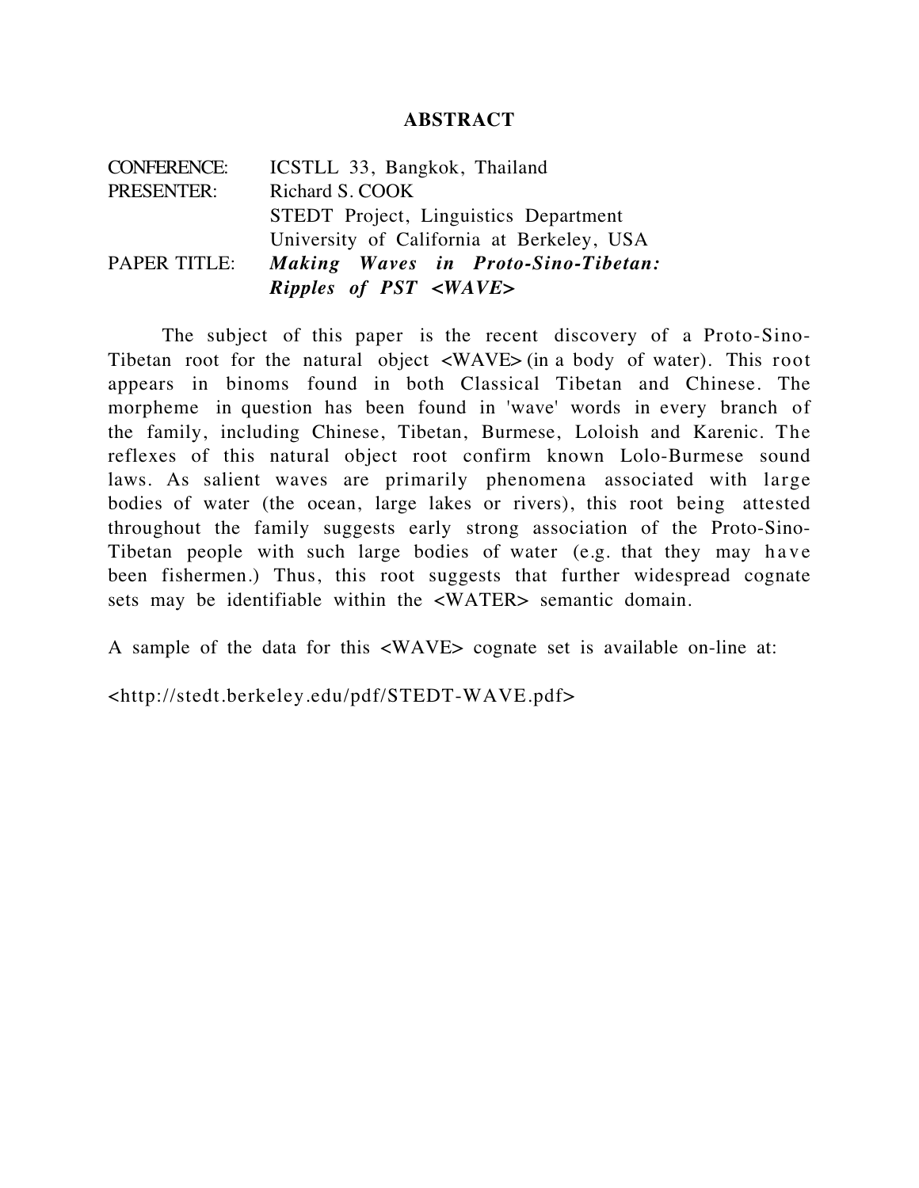## ABSTRACT

| | |
|---|---|
| CONFERENCE: | ICSTLL 33, Bangkok, Thailand |
| PRESENTER: | Richard S. COOK |
| | STEDT Project, Linguistics Department |
| | University of California at Berkeley, USA |
| PAPER TITLE: | ***Making Waves in Proto-Sino-Tibetan: Ripples of PST <WAVE>*** |

The subject of this paper is the recent discovery of a Proto-Sino-Tibetan root for the natural object <WAVE> (in a body of water). This root appears in binoms found in both Classical Tibetan and Chinese. The morpheme in question has been found in 'wave' words in every branch of the family, including Chinese, Tibetan, Burmese, Loloish and Karenic. The reflexes of this natural object root confirm known Lolo-Burmese sound laws. As salient waves are primarily phenomena associated with large bodies of water (the ocean, large lakes or rivers), this root being attested throughout the family suggests early strong association of the Proto-Sino-Tibetan people with such large bodies of water (e.g. that they may have been fishermen.) Thus, this root suggests that further widespread cognate sets may be identifiable within the <WATER> semantic domain.

A sample of the data for this <WAVE> cognate set is available on-line at:

<http://stedt.berkeley.edu/pdf/STEDT-WAVE.pdf>